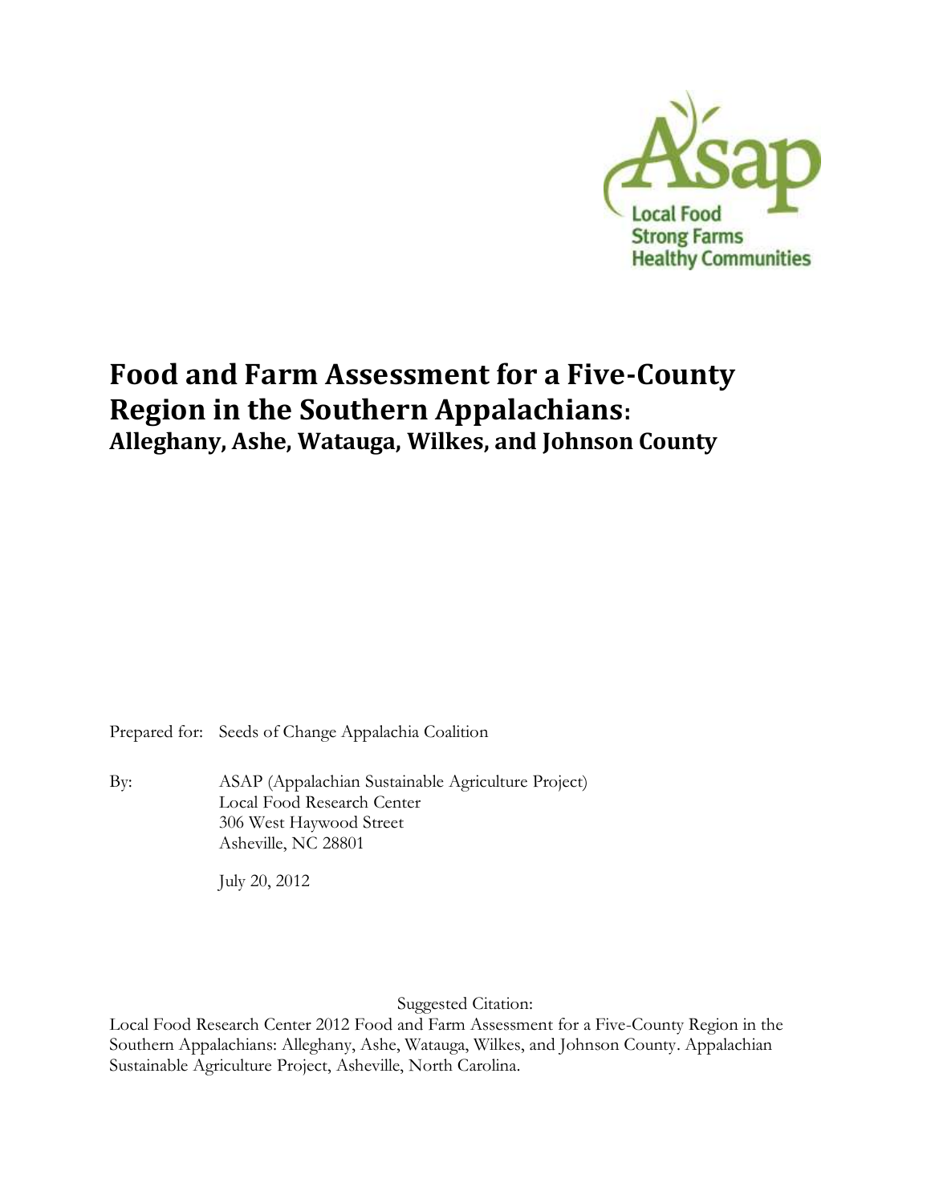Asap

Local Food
Strong Farms
Healthy Communities

# Food and Farm Assessment for a Five-County Region in the Southern Appalachians: Alleghany, Ashe, Watauga, Wilkes, and Johnson County

Prepared for: Seeds of Change Appalachia Coalition

By: ASAP (Appalachian Sustainable Agriculture Project)
Local Food Research Center
306 West Haywood Street
Asheville, NC 28801

July 20, 2012

Suggested Citation:
Local Food Research Center 2012 Food and Farm Assessment for a Five-County Region in the Southern Appalachians: Alleghany, Ashe, Watauga, Wilkes, and Johnson County. Appalachian Sustainable Agriculture Project, Asheville, North Carolina.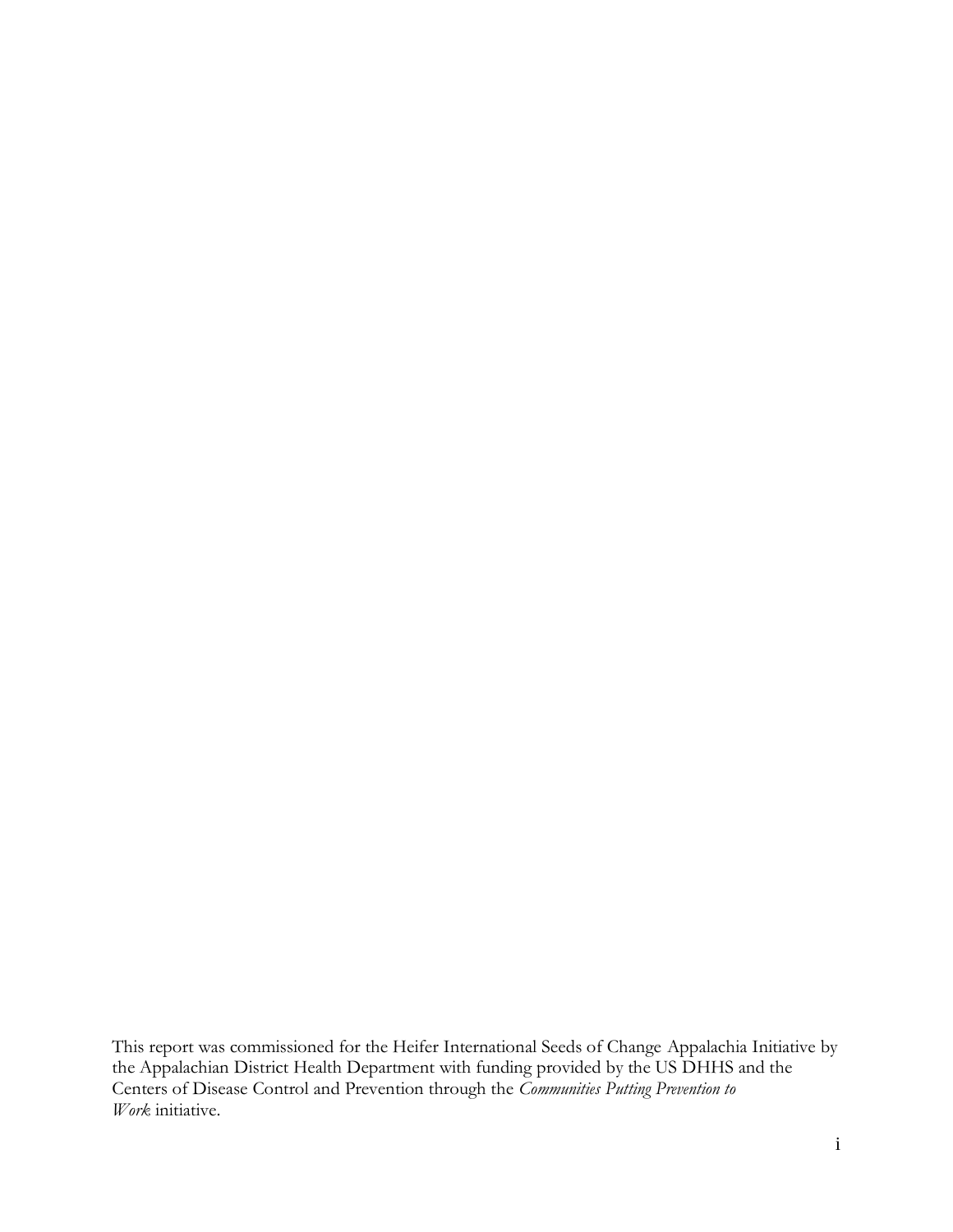This report was commissioned for the Heifer International Seeds of Change Appalachia Initiative by the Appalachian District Health Department with funding provided by the US DHHS and the Centers of Disease Control and Prevention through the *Communities Putting Prevention to Work* initiative.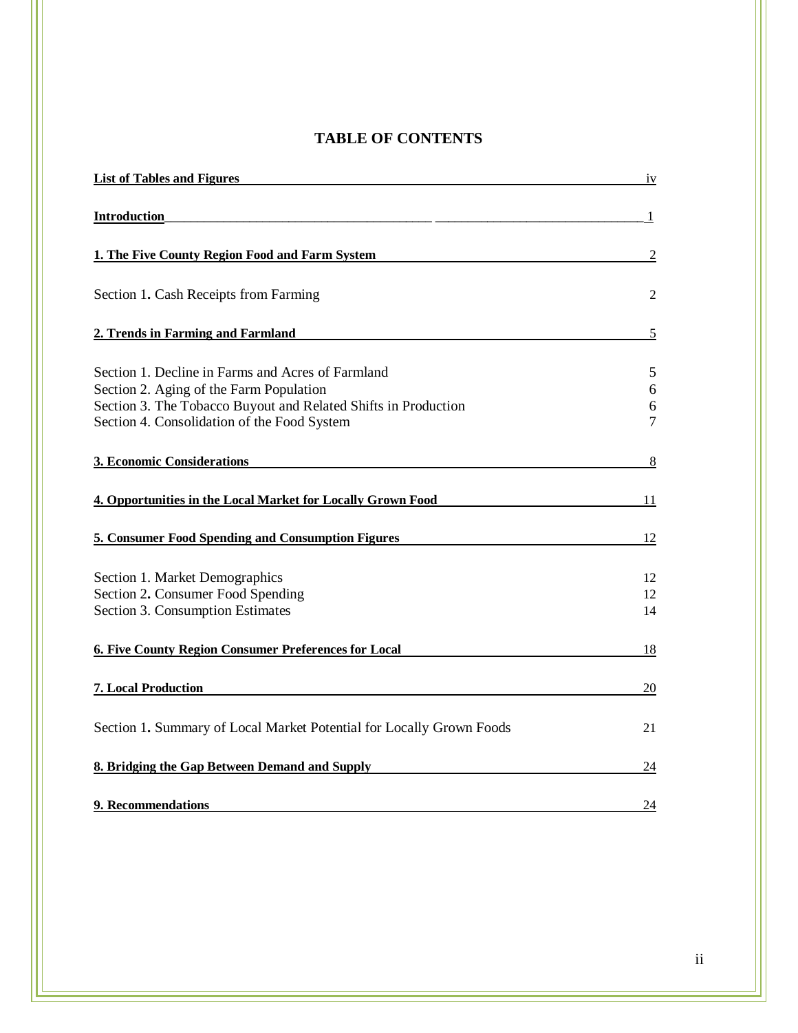# TABLE OF CONTENTS

| | |
|---|---|
| **List of Tables and Figures** | iv |
| **Introduction** | 1 |
| **1. The Five County Region Food and Farm System** | 2 |
| Section 1. Cash Receipts from Farming | 2 |
| **2. Trends in Farming and Farmland** | 5 |
| Section 1. Decline in Farms and Acres of Farmland | 5 |
| Section 2. Aging of the Farm Population | 6 |
| Section 3. The Tobacco Buyout and Related Shifts in Production | 6 |
| Section 4. Consolidation of the Food System | 7 |
| **3. Economic Considerations** | 8 |
| **4. Opportunities in the Local Market for Locally Grown Food** | 11 |
| **5. Consumer Food Spending and Consumption Figures** | 12 |
| Section 1. Market Demographics | 12 |
| Section 2. Consumer Food Spending | 12 |
| Section 3. Consumption Estimates | 14 |
| **6. Five County Region Consumer Preferences for Local** | 18 |
| **7. Local Production** | 20 |
| Section 1. Summary of Local Market Potential for Locally Grown Foods | 21 |
| **8. Bridging the Gap Between Demand and Supply** | 24 |
| **9. Recommendations** | 24 |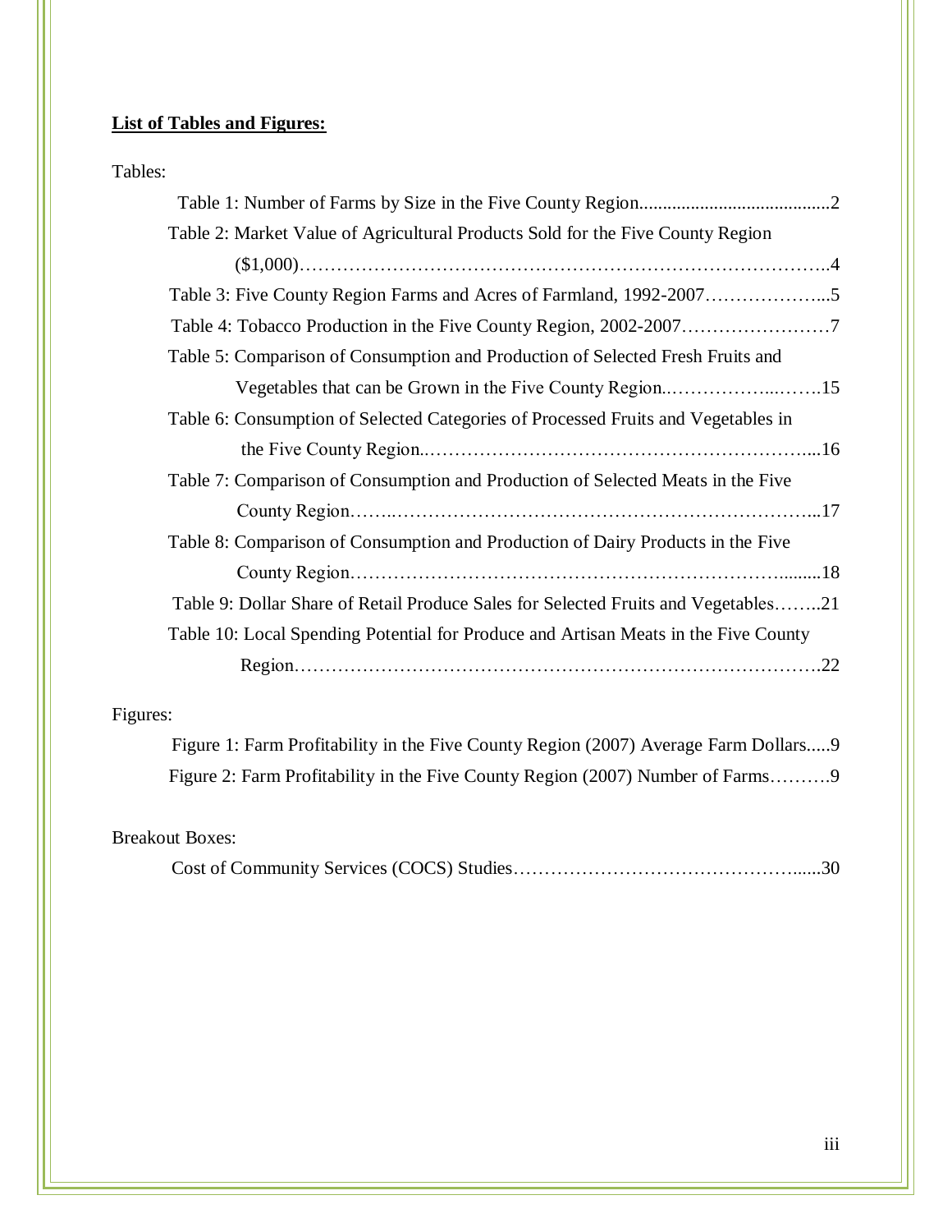**List of Tables and Figures:**

Tables:

- Table 1: Number of Farms by Size in the Five County Region.........................................2
- Table 2: Market Value of Agricultural Products Sold for the Five County Region ($1,000)………………………………………………………………………………..4
- Table 3: Five County Region Farms and Acres of Farmland, 1992-2007………………...5
- Table 4: Tobacco Production in the Five County Region, 2002-2007……………………7
- Table 5: Comparison of Consumption and Production of Selected Fresh Fruits and Vegetables that can be Grown in the Five County Region..……………..…….15
- Table 6: Consumption of Selected Categories of Processed Fruits and Vegetables in the Five County Region..……………………………………………………...16
- Table 7: Comparison of Consumption and Production of Selected Meats in the Five County Region……..…………………………………………………………...17
- Table 8: Comparison of Consumption and Production of Dairy Products in the Five County Region……………………………………………………………........18
- Table 9: Dollar Share of Retail Produce Sales for Selected Fruits and Vegetables……..21
- Table 10: Local Spending Potential for Produce and Artisan Meats in the Five County Region……………………………………………………………………….22

Figures:

- Figure 1: Farm Profitability in the Five County Region (2007) Average Farm Dollars.....9
- Figure 2: Farm Profitability in the Five County Region (2007) Number of Farms……….9

Breakout Boxes:

- Cost of Community Services (COCS) Studies…………………………………………......30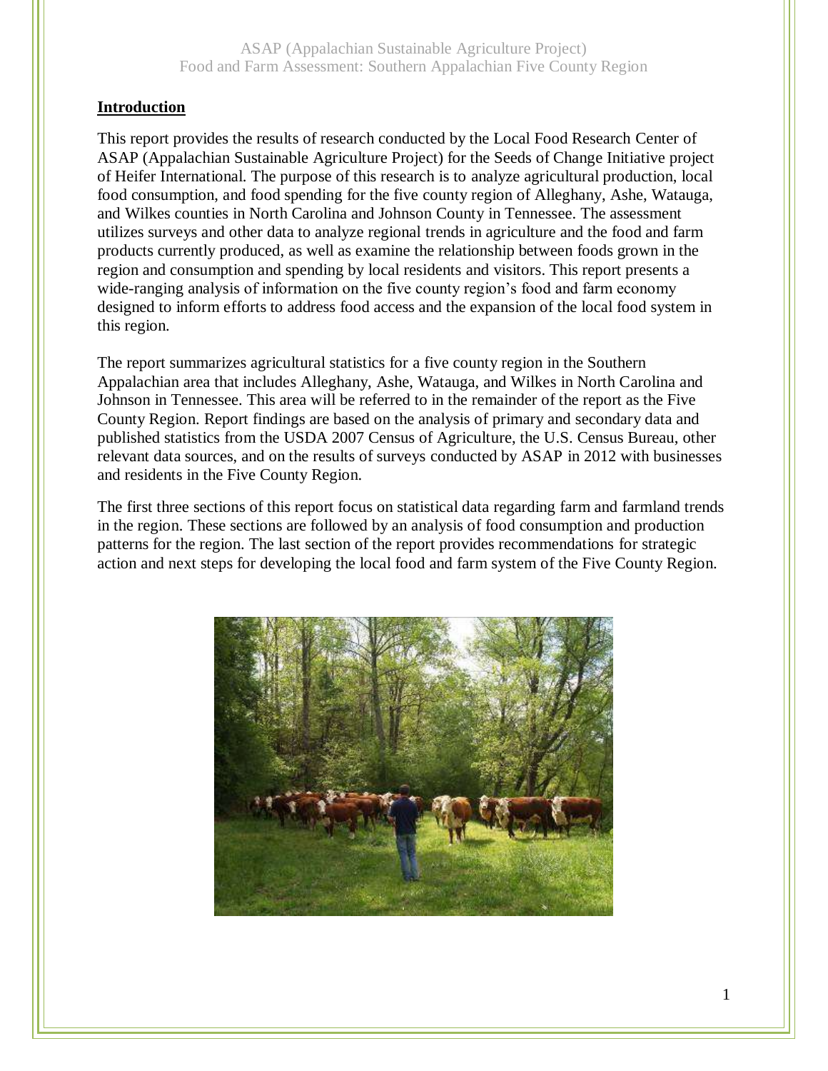## **Introduction**

This report provides the results of research conducted by the Local Food Research Center of ASAP (Appalachian Sustainable Agriculture Project) for the Seeds of Change Initiative project of Heifer International. The purpose of this research is to analyze agricultural production, local food consumption, and food spending for the five county region of Alleghany, Ashe, Watauga, and Wilkes counties in North Carolina and Johnson County in Tennessee. The assessment utilizes surveys and other data to analyze regional trends in agriculture and the food and farm products currently produced, as well as examine the relationship between foods grown in the region and consumption and spending by local residents and visitors. This report presents a wide-ranging analysis of information on the five county region's food and farm economy designed to inform efforts to address food access and the expansion of the local food system in this region.

The report summarizes agricultural statistics for a five county region in the Southern Appalachian area that includes Alleghany, Ashe, Watauga, and Wilkes in North Carolina and Johnson in Tennessee. This area will be referred to in the remainder of the report as the Five County Region. Report findings are based on the analysis of primary and secondary data and published statistics from the USDA 2007 Census of Agriculture, the U.S. Census Bureau, other relevant data sources, and on the results of surveys conducted by ASAP in 2012 with businesses and residents in the Five County Region.

The first three sections of this report focus on statistical data regarding farm and farmland trends in the region. These sections are followed by an analysis of food consumption and production patterns for the region. The last section of the report provides recommendations for strategic action and next steps for developing the local food and farm system of the Five County Region.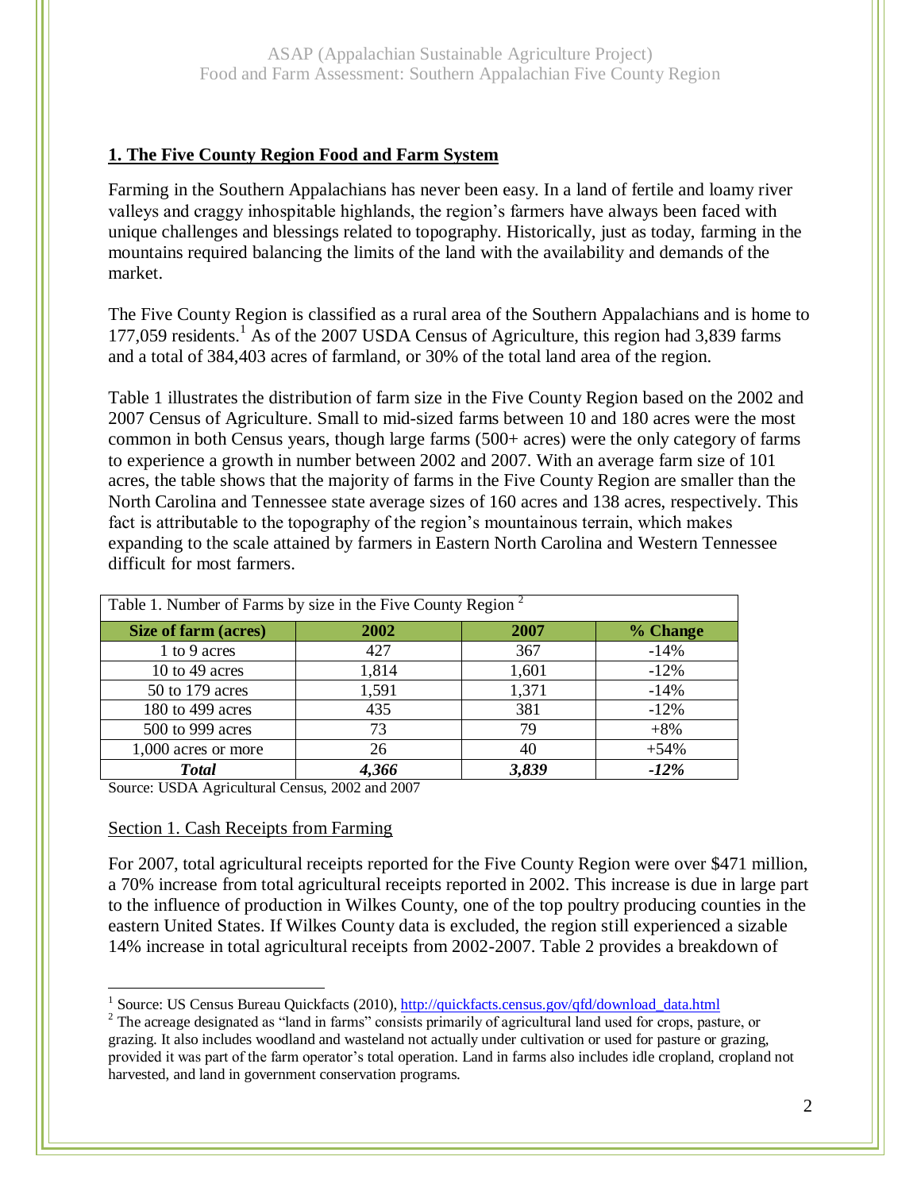## 1. The Five County Region Food and Farm System

Farming in the Southern Appalachians has never been easy. In a land of fertile and loamy river valleys and craggy inhospitable highlands, the region's farmers have always been faced with unique challenges and blessings related to topography. Historically, just as today, farming in the mountains required balancing the limits of the land with the availability and demands of the market.

The Five County Region is classified as a rural area of the Southern Appalachians and is home to 177,059 residents.[1] As of the 2007 USDA Census of Agriculture, this region had 3,839 farms and a total of 384,403 acres of farmland, or 30% of the total land area of the region.

Table 1 illustrates the distribution of farm size in the Five County Region based on the 2002 and 2007 Census of Agriculture. Small to mid-sized farms between 10 and 180 acres were the most common in both Census years, though large farms (500+ acres) were the only category of farms to experience a growth in number between 2002 and 2007. With an average farm size of 101 acres, the table shows that the majority of farms in the Five County Region are smaller than the North Carolina and Tennessee state average sizes of 160 acres and 138 acres, respectively. This fact is attributable to the topography of the region's mountainous terrain, which makes expanding to the scale attained by farmers in Eastern North Carolina and Western Tennessee difficult for most farmers.

Table 1. Number of Farms by size in the Five County Region [2]

| Size of farm (acres) | 2002 | 2007 | % Change |
|---|---|---|---|
| 1 to 9 acres | 427 | 367 | -14% |
| 10 to 49 acres | 1,814 | 1,601 | -12% |
| 50 to 179 acres | 1,591 | 1,371 | -14% |
| 180 to 499 acres | 435 | 381 | -12% |
| 500 to 999 acres | 73 | 79 | +8% |
| 1,000 acres or more | 26 | 40 | +54% |
| ***Total*** | ***4,366*** | ***3,839*** | ***-12%*** |

Source: USDA Agricultural Census, 2002 and 2007

### Section 1. Cash Receipts from Farming

For 2007, total agricultural receipts reported for the Five County Region were over $471 million, a 70% increase from total agricultural receipts reported in 2002. This increase is due in large part to the influence of production in Wilkes County, one of the top poultry producing counties in the eastern United States. If Wilkes County data is excluded, the region still experienced a sizable 14% increase in total agricultural receipts from 2002-2007. Table 2 provides a breakdown of

---

[1] Source: US Census Bureau Quickfacts (2010), http://quickfacts.census.gov/qfd/download_data.html

[2] The acreage designated as "land in farms" consists primarily of agricultural land used for crops, pasture, or grazing. It also includes woodland and wasteland not actually under cultivation or used for pasture or grazing, provided it was part of the farm operator's total operation. Land in farms also includes idle cropland, cropland not harvested, and land in government conservation programs.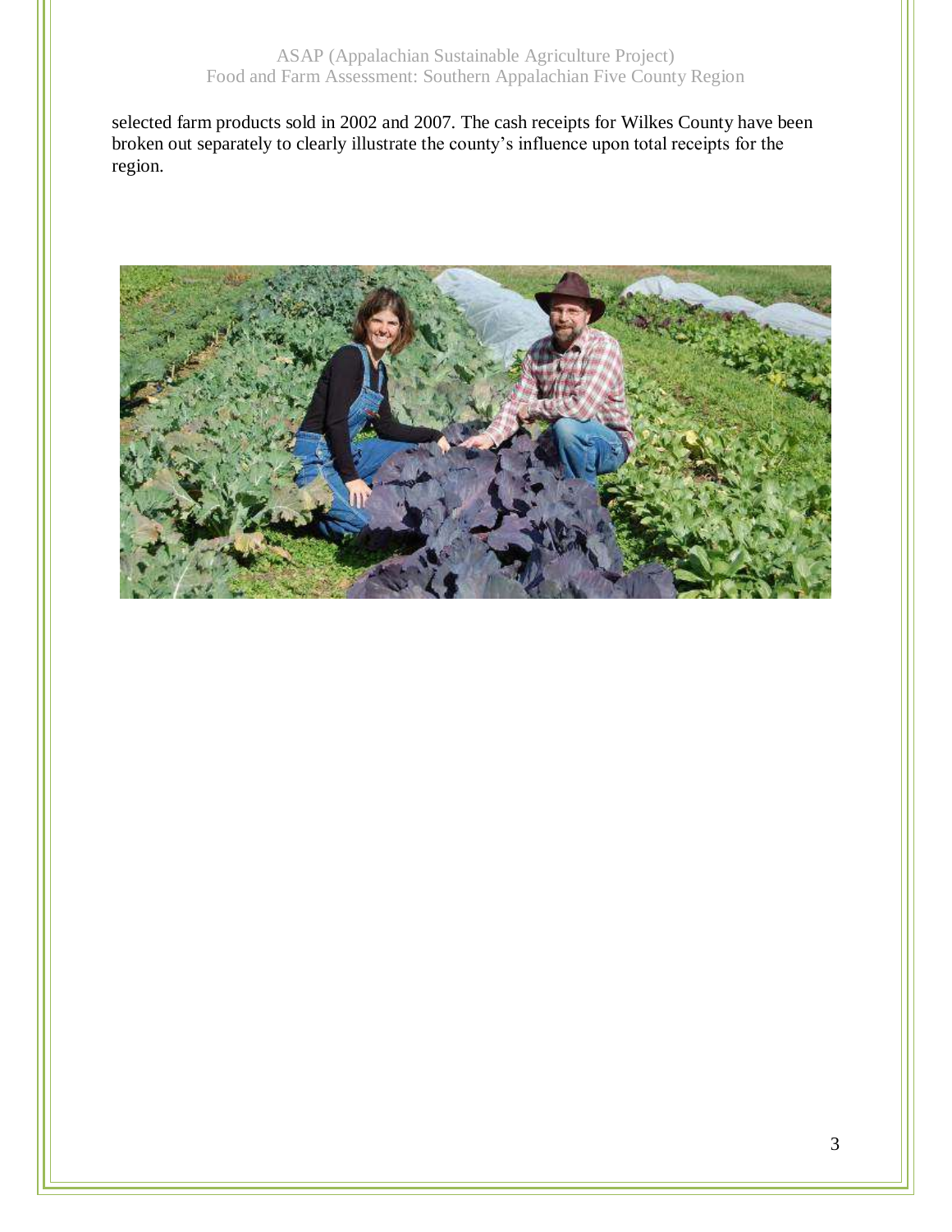selected farm products sold in 2002 and 2007. The cash receipts for Wilkes County have been broken out separately to clearly illustrate the county's influence upon total receipts for the region.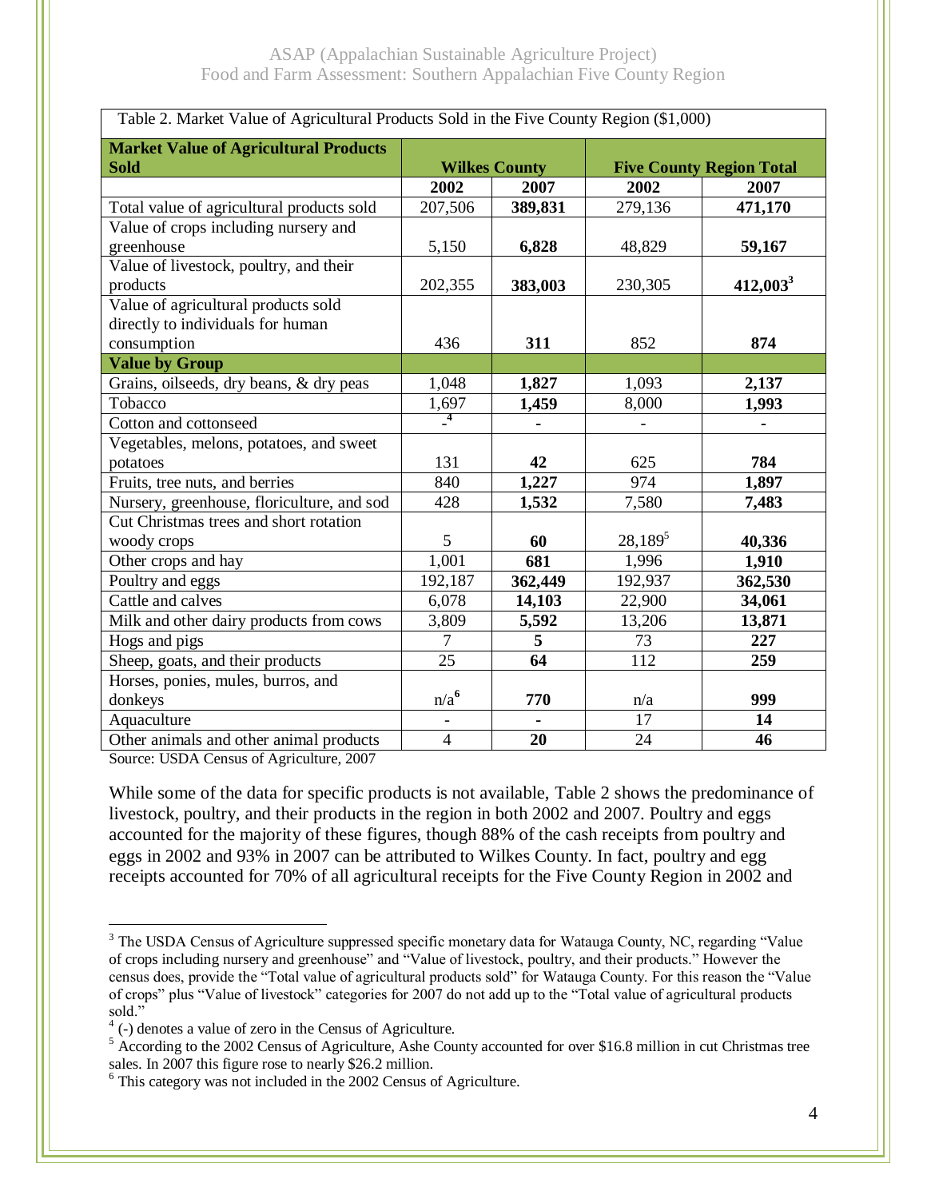| Table 2. Market Value of Agricultural Products Sold in the Five County Region ($1,000) | | | | |
|---|---|---|---|---|
| **Market Value of Agricultural Products Sold** | **Wilkes County** | | **Five County Region Total** | |
| | **2002** | **2007** | **2002** | **2007** |
| Total value of agricultural products sold | 207,506 | **389,831** | 279,136 | **471,170** |
| Value of crops including nursery and greenhouse | 5,150 | **6,828** | 48,829 | **59,167** |
| Value of livestock, poultry, and their products | 202,355 | **383,003** | 230,305 | **412,003**[3] |
| Value of agricultural products sold directly to individuals for human consumption | 436 | **311** | 852 | **874** |
| **Value by Group** | | | | |
| Grains, oilseeds, dry beans, & dry peas | 1,048 | **1,827** | 1,093 | **2,137** |
| Tobacco | 1,697 | **1,459** | 8,000 | **1,993** |
| Cotton and cottonseed | -[4] | **-** | - | **-** |
| Vegetables, melons, potatoes, and sweet potatoes | 131 | **42** | 625 | **784** |
| Fruits, tree nuts, and berries | 840 | **1,227** | 974 | **1,897** |
| Nursery, greenhouse, floriculture, and sod | 428 | **1,532** | 7,580 | **7,483** |
| Cut Christmas trees and short rotation woody crops | 5 | **60** | 28,189[5] | **40,336** |
| Other crops and hay | 1,001 | **681** | 1,996 | **1,910** |
| Poultry and eggs | 192,187 | **362,449** | 192,937 | **362,530** |
| Cattle and calves | 6,078 | **14,103** | 22,900 | **34,061** |
| Milk and other dairy products from cows | 3,809 | **5,592** | 13,206 | **13,871** |
| Hogs and pigs | 7 | **5** | 73 | **227** |
| Sheep, goats, and their products | 25 | **64** | 112 | **259** |
| Horses, ponies, mules, burros, and donkeys | n/a[6] | **770** | n/a | **999** |
| Aquaculture | - | **-** | 17 | **14** |
| Other animals and other animal products | 4 | **20** | 24 | **46** |

Source: USDA Census of Agriculture, 2007

While some of the data for specific products is not available, Table 2 shows the predominance of livestock, poultry, and their products in the region in both 2002 and 2007. Poultry and eggs accounted for the majority of these figures, though 88% of the cash receipts from poultry and eggs in 2002 and 93% in 2007 can be attributed to Wilkes County. In fact, poultry and egg receipts accounted for 70% of all agricultural receipts for the Five County Region in 2002 and

---

[3] The USDA Census of Agriculture suppressed specific monetary data for Watauga County, NC, regarding "Value of crops including nursery and greenhouse" and "Value of livestock, poultry, and their products." However the census does, provide the "Total value of agricultural products sold" for Watauga County. For this reason the "Value of crops" plus "Value of livestock" categories for 2007 do not add up to the "Total value of agricultural products sold."

[4] (-) denotes a value of zero in the Census of Agriculture.

[5] According to the 2002 Census of Agriculture, Ashe County accounted for over $16.8 million in cut Christmas tree sales. In 2007 this figure rose to nearly $26.2 million.

[6] This category was not included in the 2002 Census of Agriculture.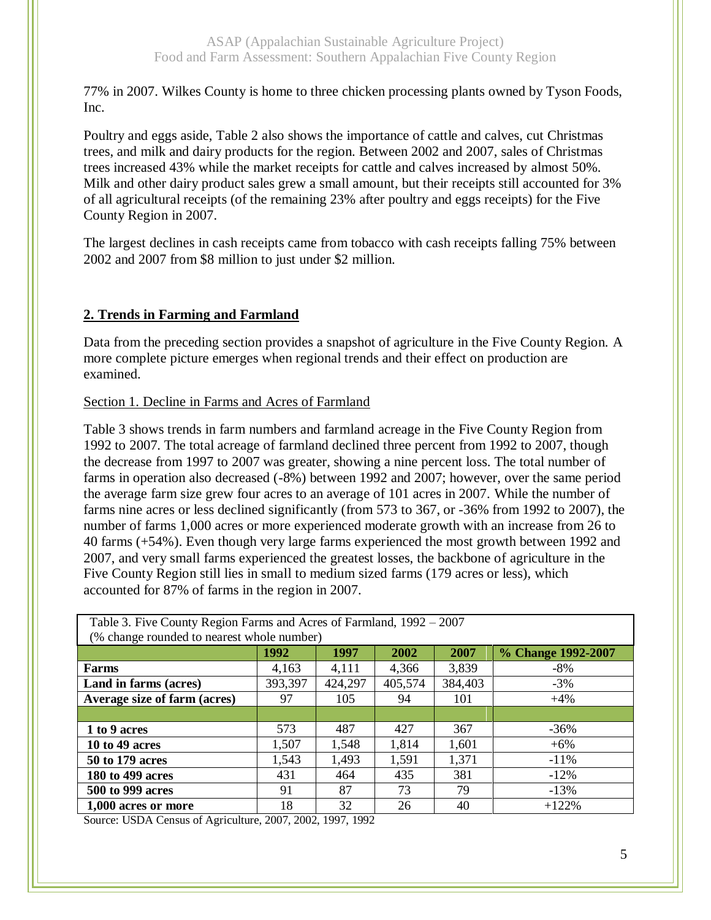77% in 2007. Wilkes County is home to three chicken processing plants owned by Tyson Foods, Inc.

Poultry and eggs aside, Table 2 also shows the importance of cattle and calves, cut Christmas trees, and milk and dairy products for the region. Between 2002 and 2007, sales of Christmas trees increased 43% while the market receipts for cattle and calves increased by almost 50%. Milk and other dairy product sales grew a small amount, but their receipts still accounted for 3% of all agricultural receipts (of the remaining 23% after poultry and eggs receipts) for the Five County Region in 2007.

The largest declines in cash receipts came from tobacco with cash receipts falling 75% between 2002 and 2007 from $8 million to just under $2 million.

## 2. Trends in Farming and Farmland

Data from the preceding section provides a snapshot of agriculture in the Five County Region. A more complete picture emerges when regional trends and their effect on production are examined.

### Section 1. Decline in Farms and Acres of Farmland

Table 3 shows trends in farm numbers and farmland acreage in the Five County Region from 1992 to 2007. The total acreage of farmland declined three percent from 1992 to 2007, though the decrease from 1997 to 2007 was greater, showing a nine percent loss. The total number of farms in operation also decreased (-8%) between 1992 and 2007; however, over the same period the average farm size grew four acres to an average of 101 acres in 2007. While the number of farms nine acres or less declined significantly (from 573 to 367, or -36% from 1992 to 2007), the number of farms 1,000 acres or more experienced moderate growth with an increase from 26 to 40 farms (+54%). Even though very large farms experienced the most growth between 1992 and 2007, and very small farms experienced the greatest losses, the backbone of agriculture in the Five County Region still lies in small to medium sized farms (179 acres or less), which accounted for 87% of farms in the region in 2007.

Table 3. Five County Region Farms and Acres of Farmland, 1992 – 2007
(% change rounded to nearest whole number)

| | 1992 | 1997 | 2002 | 2007 | % Change 1992-2007 |
|---|---|---|---|---|---|
| **Farms** | 4,163 | 4,111 | 4,366 | 3,839 | -8% |
| **Land in farms (acres)** | 393,397 | 424,297 | 405,574 | 384,403 | -3% |
| **Average size of farm (acres)** | 97 | 105 | 94 | 101 | +4% |
| | | | | | |
| **1 to 9 acres** | 573 | 487 | 427 | 367 | -36% |
| **10 to 49 acres** | 1,507 | 1,548 | 1,814 | 1,601 | +6% |
| **50 to 179 acres** | 1,543 | 1,493 | 1,591 | 1,371 | -11% |
| **180 to 499 acres** | 431 | 464 | 435 | 381 | -12% |
| **500 to 999 acres** | 91 | 87 | 73 | 79 | -13% |
| **1,000 acres or more** | 18 | 32 | 26 | 40 | +122% |

Source: USDA Census of Agriculture, 2007, 2002, 1997, 1992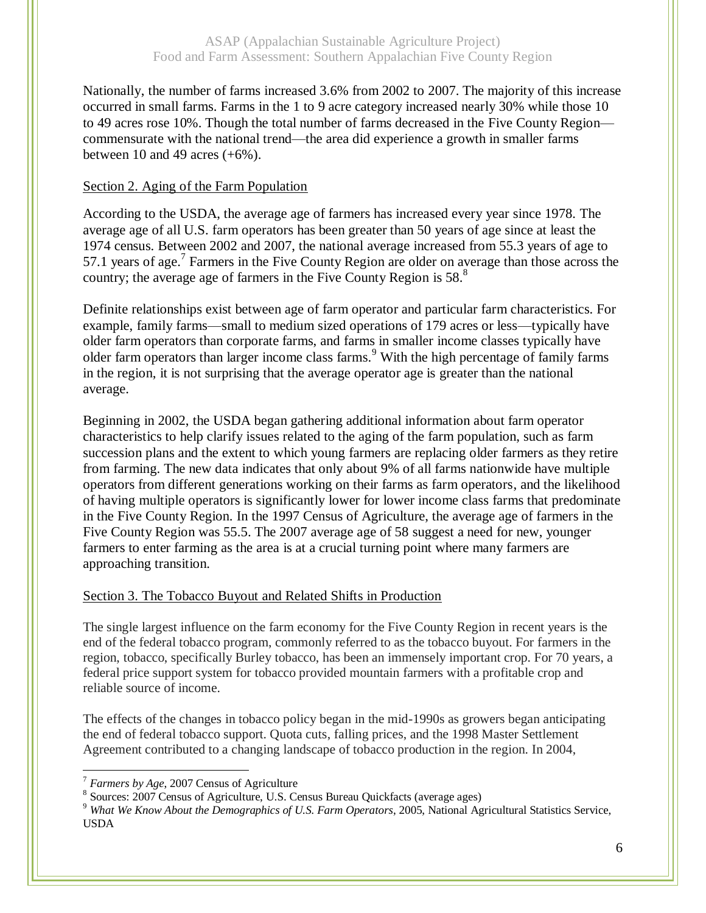Nationally, the number of farms increased 3.6% from 2002 to 2007. The majority of this increase occurred in small farms. Farms in the 1 to 9 acre category increased nearly 30% while those 10 to 49 acres rose 10%. Though the total number of farms decreased in the Five County Region—commensurate with the national trend—the area did experience a growth in smaller farms between 10 and 49 acres (+6%).

## Section 2. Aging of the Farm Population

According to the USDA, the average age of farmers has increased every year since 1978. The average age of all U.S. farm operators has been greater than 50 years of age since at least the 1974 census. Between 2002 and 2007, the national average increased from 55.3 years of age to 57.1 years of age.[7] Farmers in the Five County Region are older on average than those across the country; the average age of farmers in the Five County Region is 58.[8]

Definite relationships exist between age of farm operator and particular farm characteristics. For example, family farms—small to medium sized operations of 179 acres or less—typically have older farm operators than corporate farms, and farms in smaller income classes typically have older farm operators than larger income class farms.[9] With the high percentage of family farms in the region, it is not surprising that the average operator age is greater than the national average.

Beginning in 2002, the USDA began gathering additional information about farm operator characteristics to help clarify issues related to the aging of the farm population, such as farm succession plans and the extent to which young farmers are replacing older farmers as they retire from farming. The new data indicates that only about 9% of all farms nationwide have multiple operators from different generations working on their farms as farm operators, and the likelihood of having multiple operators is significantly lower for lower income class farms that predominate in the Five County Region. In the 1997 Census of Agriculture, the average age of farmers in the Five County Region was 55.5. The 2007 average age of 58 suggest a need for new, younger farmers to enter farming as the area is at a crucial turning point where many farmers are approaching transition.

## Section 3. The Tobacco Buyout and Related Shifts in Production

The single largest influence on the farm economy for the Five County Region in recent years is the end of the federal tobacco program, commonly referred to as the tobacco buyout. For farmers in the region, tobacco, specifically Burley tobacco, has been an immensely important crop. For 70 years, a federal price support system for tobacco provided mountain farmers with a profitable crop and reliable source of income.

The effects of the changes in tobacco policy began in the mid-1990s as growers began anticipating the end of federal tobacco support. Quota cuts, falling prices, and the 1998 Master Settlement Agreement contributed to a changing landscape of tobacco production in the region. In 2004,

---

[7] *Farmers by Age*, 2007 Census of Agriculture

[8] Sources: 2007 Census of Agriculture, U.S. Census Bureau Quickfacts (average ages)

[9] *What We Know About the Demographics of U.S. Farm Operators*, 2005, National Agricultural Statistics Service, USDA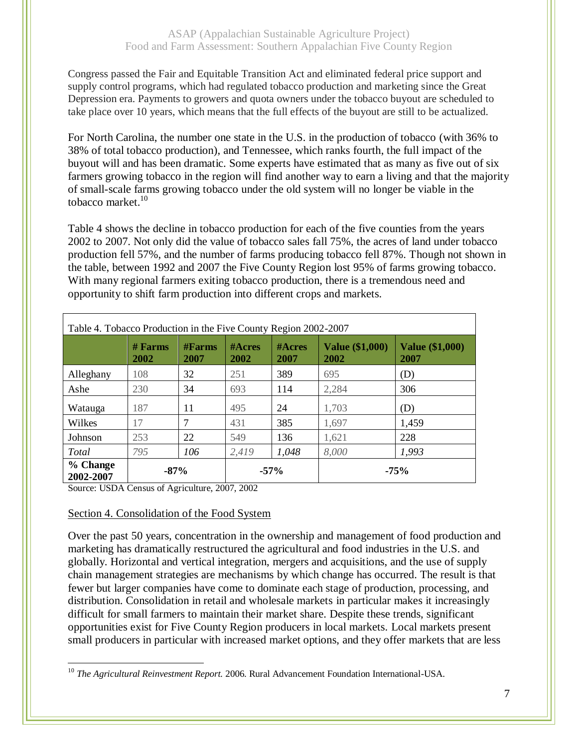Congress passed the Fair and Equitable Transition Act and eliminated federal price support and supply control programs, which had regulated tobacco production and marketing since the Great Depression era. Payments to growers and quota owners under the tobacco buyout are scheduled to take place over 10 years, which means that the full effects of the buyout are still to be actualized.

For North Carolina, the number one state in the U.S. in the production of tobacco (with 36% to 38% of total tobacco production), and Tennessee, which ranks fourth, the full impact of the buyout will and has been dramatic. Some experts have estimated that as many as five out of six farmers growing tobacco in the region will find another way to earn a living and that the majority of small-scale farms growing tobacco under the old system will no longer be viable in the tobacco market.[10]

Table 4 shows the decline in tobacco production for each of the five counties from the years 2002 to 2007. Not only did the value of tobacco sales fall 75%, the acres of land under tobacco production fell 57%, and the number of farms producing tobacco fell 87%. Though not shown in the table, between 1992 and 2007 the Five County Region lost 95% of farms growing tobacco. With many regional farmers exiting tobacco production, there is a tremendous need and opportunity to shift farm production into different crops and markets.

Table 4. Tobacco Production in the Five County Region 2002-2007

| | # Farms 2002 | #Farms 2007 | #Acres 2002 | #Acres 2007 | Value ($1,000) 2002 | Value ($1,000) 2007 |
|---|---|---|---|---|---|---|
| Alleghany | 108 | 32 | 251 | 389 | 695 | (D) |
| Ashe | 230 | 34 | 693 | 114 | 2,284 | 306 |
| Watauga | 187 | 11 | 495 | 24 | 1,703 | (D) |
| Wilkes | 17 | 7 | 431 | 385 | 1,697 | 1,459 |
| Johnson | 253 | 22 | 549 | 136 | 1,621 | 228 |
| *Total* | *795* | *106* | *2,419* | *1,048* | *8,000* | *1,993* |
| **% Change 2002-2007** | **-87%** | | **-57%** | | **-75%** | |

Source: USDA Census of Agriculture, 2007, 2002

## Section 4. Consolidation of the Food System

Over the past 50 years, concentration in the ownership and management of food production and marketing has dramatically restructured the agricultural and food industries in the U.S. and globally. Horizontal and vertical integration, mergers and acquisitions, and the use of supply chain management strategies are mechanisms by which change has occurred. The result is that fewer but larger companies have come to dominate each stage of production, processing, and distribution. Consolidation in retail and wholesale markets in particular makes it increasingly difficult for small farmers to maintain their market share. Despite these trends, significant opportunities exist for Five County Region producers in local markets. Local markets present small producers in particular with increased market options, and they offer markets that are less

[10] *The Agricultural Reinvestment Report.* 2006. Rural Advancement Foundation International-USA.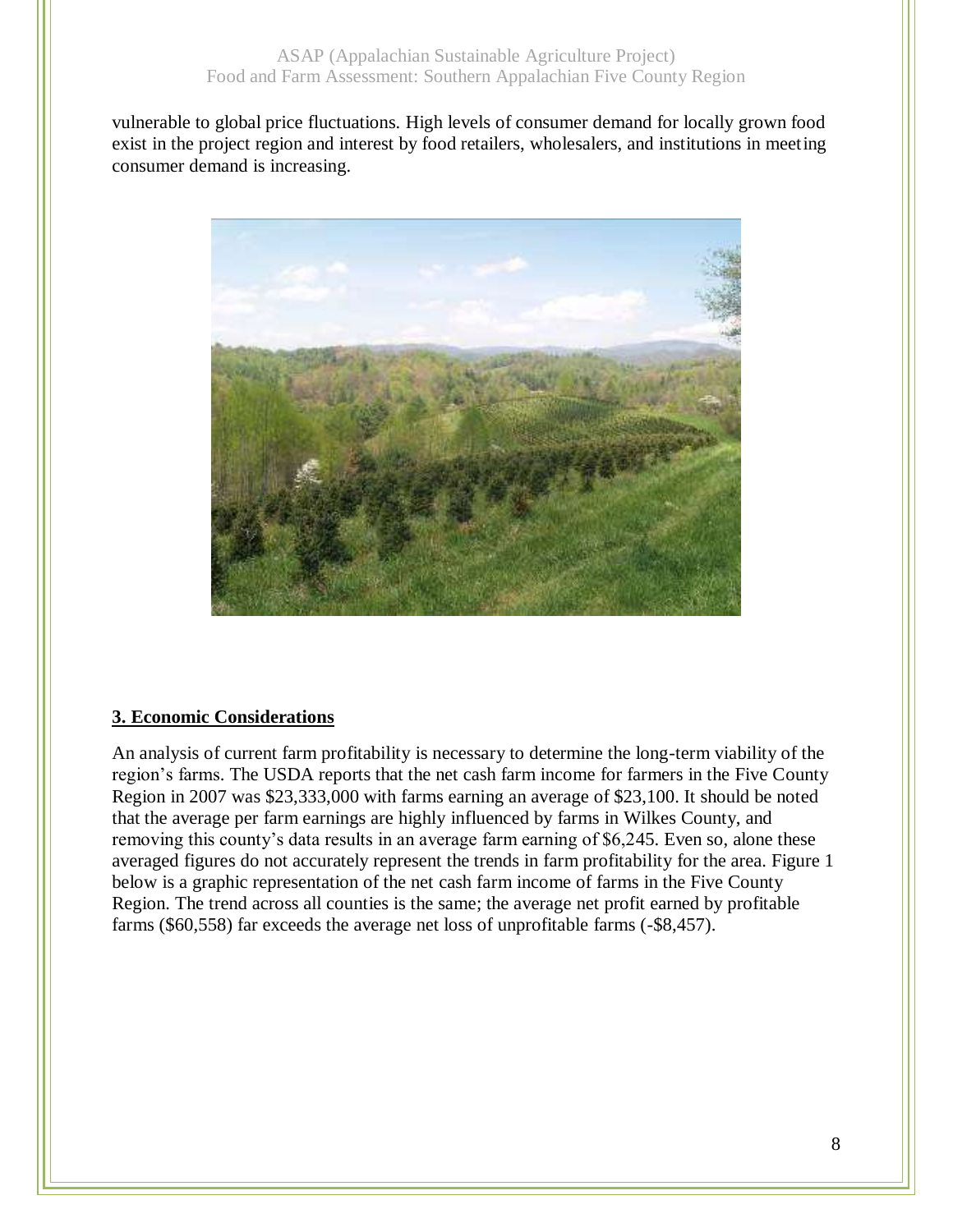vulnerable to global price fluctuations. High levels of consumer demand for locally grown food exist in the project region and interest by food retailers, wholesalers, and institutions in meeting consumer demand is increasing.

## 3. Economic Considerations

An analysis of current farm profitability is necessary to determine the long-term viability of the region's farms. The USDA reports that the net cash farm income for farmers in the Five County Region in 2007 was $23,333,000 with farms earning an average of $23,100. It should be noted that the average per farm earnings are highly influenced by farms in Wilkes County, and removing this county's data results in an average farm earning of $6,245. Even so, alone these averaged figures do not accurately represent the trends in farm profitability for the area. Figure 1 below is a graphic representation of the net cash farm income of farms in the Five County Region. The trend across all counties is the same; the average net profit earned by profitable farms ($60,558) far exceeds the average net loss of unprofitable farms (-$8,457).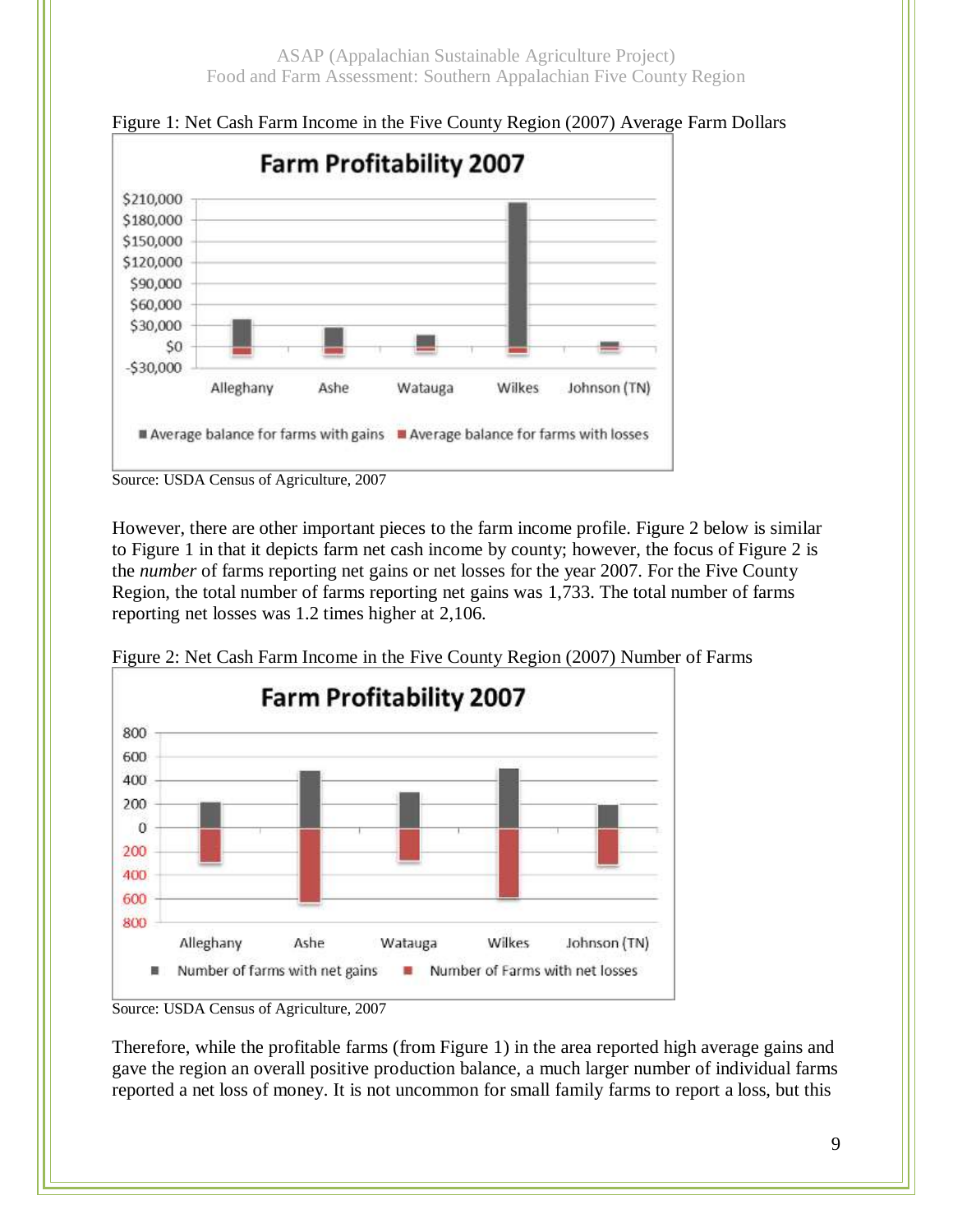Figure 1: Net Cash Farm Income in the Five County Region (2007) Average Farm Dollars

Source: USDA Census of Agriculture, 2007

However, there are other important pieces to the farm income profile. Figure 2 below is similar to Figure 1 in that it depicts farm net cash income by county; however, the focus of Figure 2 is the *number* of farms reporting net gains or net losses for the year 2007. For the Five County Region, the total number of farms reporting net gains was 1,733. The total number of farms reporting net losses was 1.2 times higher at 2,106.

Figure 2: Net Cash Farm Income in the Five County Region (2007) Number of Farms

Source: USDA Census of Agriculture, 2007

Therefore, while the profitable farms (from Figure 1) in the area reported high average gains and gave the region an overall positive production balance, a much larger number of individual farms reported a net loss of money. It is not uncommon for small family farms to report a loss, but this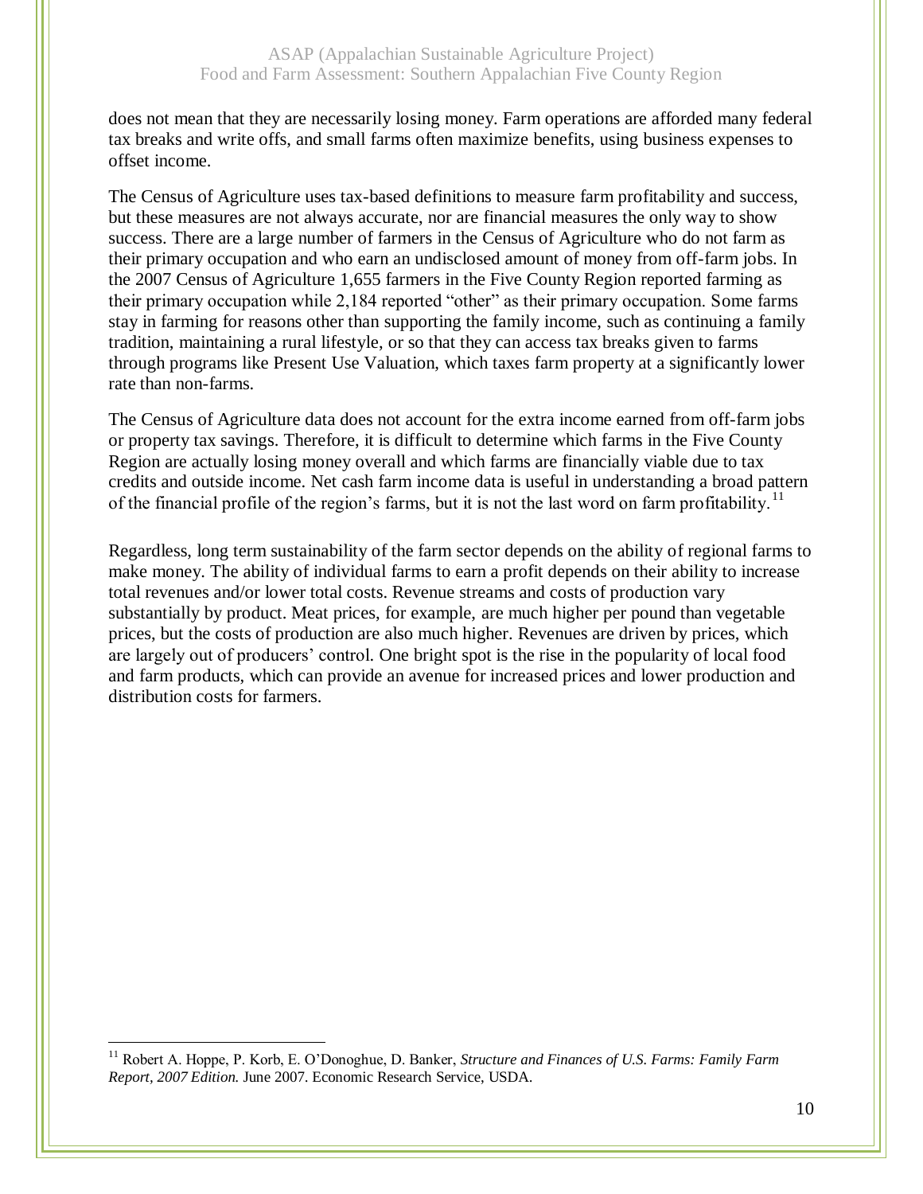does not mean that they are necessarily losing money. Farm operations are afforded many federal tax breaks and write offs, and small farms often maximize benefits, using business expenses to offset income.

The Census of Agriculture uses tax-based definitions to measure farm profitability and success, but these measures are not always accurate, nor are financial measures the only way to show success. There are a large number of farmers in the Census of Agriculture who do not farm as their primary occupation and who earn an undisclosed amount of money from off-farm jobs. In the 2007 Census of Agriculture 1,655 farmers in the Five County Region reported farming as their primary occupation while 2,184 reported "other" as their primary occupation. Some farms stay in farming for reasons other than supporting the family income, such as continuing a family tradition, maintaining a rural lifestyle, or so that they can access tax breaks given to farms through programs like Present Use Valuation, which taxes farm property at a significantly lower rate than non-farms.

The Census of Agriculture data does not account for the extra income earned from off-farm jobs or property tax savings. Therefore, it is difficult to determine which farms in the Five County Region are actually losing money overall and which farms are financially viable due to tax credits and outside income. Net cash farm income data is useful in understanding a broad pattern of the financial profile of the region's farms, but it is not the last word on farm profitability.[11]

Regardless, long term sustainability of the farm sector depends on the ability of regional farms to make money. The ability of individual farms to earn a profit depends on their ability to increase total revenues and/or lower total costs. Revenue streams and costs of production vary substantially by product. Meat prices, for example, are much higher per pound than vegetable prices, but the costs of production are also much higher. Revenues are driven by prices, which are largely out of producers' control. One bright spot is the rise in the popularity of local food and farm products, which can provide an avenue for increased prices and lower production and distribution costs for farmers.

---

[11] Robert A. Hoppe, P. Korb, E. O'Donoghue, D. Banker, *Structure and Finances of U.S. Farms: Family Farm Report, 2007 Edition.* June 2007. Economic Research Service, USDA.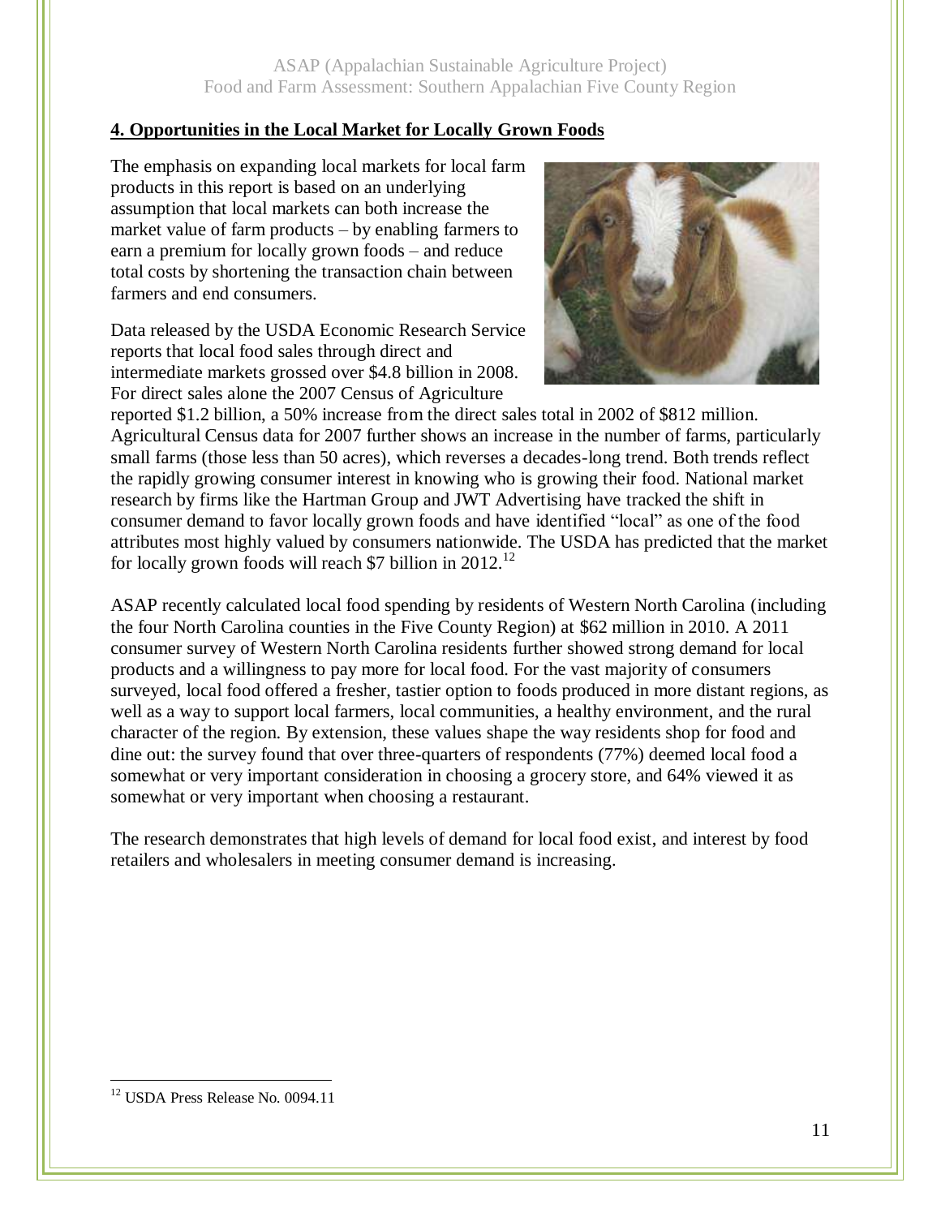## 4. Opportunities in the Local Market for Locally Grown Foods

The emphasis on expanding local markets for local farm products in this report is based on an underlying assumption that local markets can both increase the market value of farm products – by enabling farmers to earn a premium for locally grown foods – and reduce total costs by shortening the transaction chain between farmers and end consumers.

Data released by the USDA Economic Research Service reports that local food sales through direct and intermediate markets grossed over $4.8 billion in 2008. For direct sales alone the 2007 Census of Agriculture reported $1.2 billion, a 50% increase from the direct sales total in 2002 of $812 million. Agricultural Census data for 2007 further shows an increase in the number of farms, particularly small farms (those less than 50 acres), which reverses a decades-long trend. Both trends reflect the rapidly growing consumer interest in knowing who is growing their food. National market research by firms like the Hartman Group and JWT Advertising have tracked the shift in consumer demand to favor locally grown foods and have identified "local" as one of the food attributes most highly valued by consumers nationwide. The USDA has predicted that the market for locally grown foods will reach $7 billion in 2012.[12]

ASAP recently calculated local food spending by residents of Western North Carolina (including the four North Carolina counties in the Five County Region) at $62 million in 2010. A 2011 consumer survey of Western North Carolina residents further showed strong demand for local products and a willingness to pay more for local food. For the vast majority of consumers surveyed, local food offered a fresher, tastier option to foods produced in more distant regions, as well as a way to support local farmers, local communities, a healthy environment, and the rural character of the region. By extension, these values shape the way residents shop for food and dine out: the survey found that over three-quarters of respondents (77%) deemed local food a somewhat or very important consideration in choosing a grocery store, and 64% viewed it as somewhat or very important when choosing a restaurant.

The research demonstrates that high levels of demand for local food exist, and interest by food retailers and wholesalers in meeting consumer demand is increasing.

[12] USDA Press Release No. 0094.11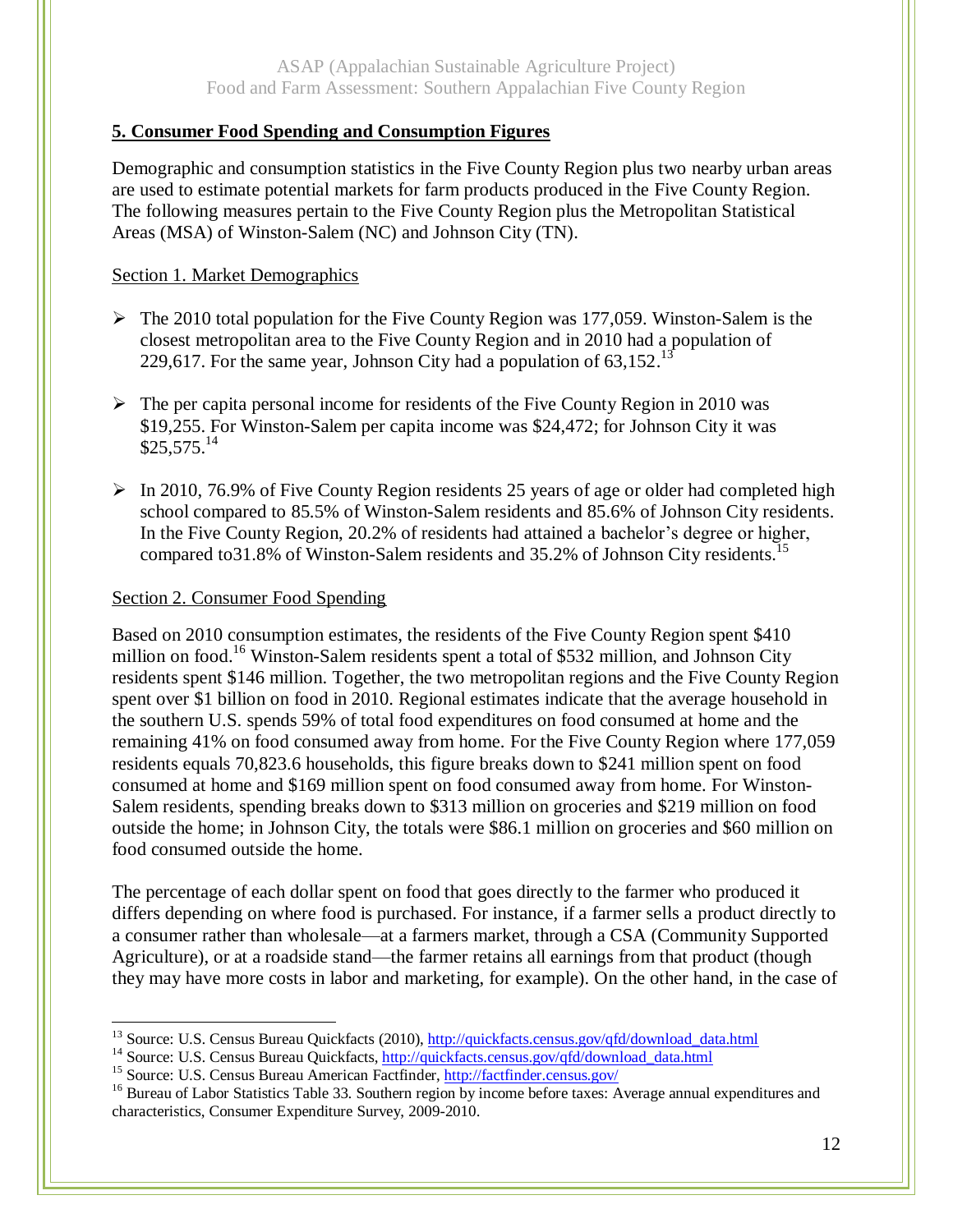## 5. Consumer Food Spending and Consumption Figures

Demographic and consumption statistics in the Five County Region plus two nearby urban areas are used to estimate potential markets for farm products produced in the Five County Region. The following measures pertain to the Five County Region plus the Metropolitan Statistical Areas (MSA) of Winston-Salem (NC) and Johnson City (TN).

### Section 1. Market Demographics

- The 2010 total population for the Five County Region was 177,059. Winston-Salem is the closest metropolitan area to the Five County Region and in 2010 had a population of 229,617. For the same year, Johnson City had a population of 63,152.[13]

- The per capita personal income for residents of the Five County Region in 2010 was $19,255. For Winston-Salem per capita income was $24,472; for Johnson City it was $25,575.[14]

- In 2010, 76.9% of Five County Region residents 25 years of age or older had completed high school compared to 85.5% of Winston-Salem residents and 85.6% of Johnson City residents. In the Five County Region, 20.2% of residents had attained a bachelor's degree or higher, compared to31.8% of Winston-Salem residents and 35.2% of Johnson City residents.[15]

### Section 2. Consumer Food Spending

Based on 2010 consumption estimates, the residents of the Five County Region spent $410 million on food.[16] Winston-Salem residents spent a total of $532 million, and Johnson City residents spent $146 million. Together, the two metropolitan regions and the Five County Region spent over $1 billion on food in 2010. Regional estimates indicate that the average household in the southern U.S. spends 59% of total food expenditures on food consumed at home and the remaining 41% on food consumed away from home. For the Five County Region where 177,059 residents equals 70,823.6 households, this figure breaks down to $241 million spent on food consumed at home and $169 million spent on food consumed away from home. For Winston-Salem residents, spending breaks down to $313 million on groceries and $219 million on food outside the home; in Johnson City, the totals were $86.1 million on groceries and $60 million on food consumed outside the home.

The percentage of each dollar spent on food that goes directly to the farmer who produced it differs depending on where food is purchased. For instance, if a farmer sells a product directly to a consumer rather than wholesale—at a farmers market, through a CSA (Community Supported Agriculture), or at a roadside stand—the farmer retains all earnings from that product (though they may have more costs in labor and marketing, for example). On the other hand, in the case of

[13] Source: U.S. Census Bureau Quickfacts (2010), http://quickfacts.census.gov/qfd/download_data.html
[14] Source: U.S. Census Bureau Quickfacts, http://quickfacts.census.gov/qfd/download_data.html
[15] Source: U.S. Census Bureau American Factfinder, http://factfinder.census.gov/
[16] Bureau of Labor Statistics Table 33. Southern region by income before taxes: Average annual expenditures and characteristics, Consumer Expenditure Survey, 2009-2010.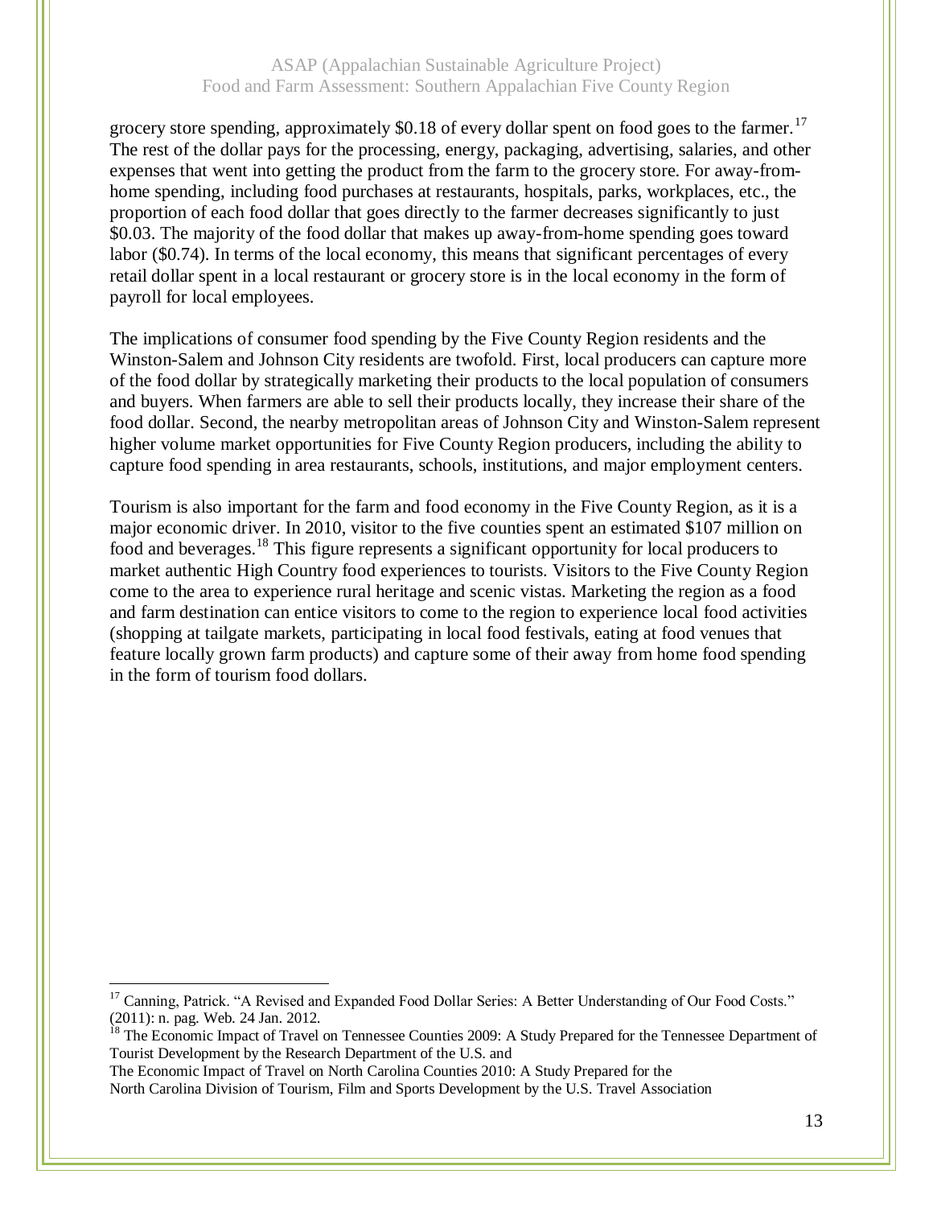grocery store spending, approximately $0.18 of every dollar spent on food goes to the farmer.[17] The rest of the dollar pays for the processing, energy, packaging, advertising, salaries, and other expenses that went into getting the product from the farm to the grocery store. For away-from-home spending, including food purchases at restaurants, hospitals, parks, workplaces, etc., the proportion of each food dollar that goes directly to the farmer decreases significantly to just $0.03. The majority of the food dollar that makes up away-from-home spending goes toward labor ($0.74). In terms of the local economy, this means that significant percentages of every retail dollar spent in a local restaurant or grocery store is in the local economy in the form of payroll for local employees.

The implications of consumer food spending by the Five County Region residents and the Winston-Salem and Johnson City residents are twofold. First, local producers can capture more of the food dollar by strategically marketing their products to the local population of consumers and buyers. When farmers are able to sell their products locally, they increase their share of the food dollar. Second, the nearby metropolitan areas of Johnson City and Winston-Salem represent higher volume market opportunities for Five County Region producers, including the ability to capture food spending in area restaurants, schools, institutions, and major employment centers.

Tourism is also important for the farm and food economy in the Five County Region, as it is a major economic driver. In 2010, visitor to the five counties spent an estimated $107 million on food and beverages.[18] This figure represents a significant opportunity for local producers to market authentic High Country food experiences to tourists. Visitors to the Five County Region come to the area to experience rural heritage and scenic vistas. Marketing the region as a food and farm destination can entice visitors to come to the region to experience local food activities (shopping at tailgate markets, participating in local food festivals, eating at food venues that feature locally grown farm products) and capture some of their away from home food spending in the form of tourism food dollars.

---

[17] Canning, Patrick. "A Revised and Expanded Food Dollar Series: A Better Understanding of Our Food Costs." (2011): n. pag. Web. 24 Jan. 2012.

[18] The Economic Impact of Travel on Tennessee Counties 2009: A Study Prepared for the Tennessee Department of Tourist Development by the Research Department of the U.S. and
The Economic Impact of Travel on North Carolina Counties 2010: A Study Prepared for the
North Carolina Division of Tourism, Film and Sports Development by the U.S. Travel Association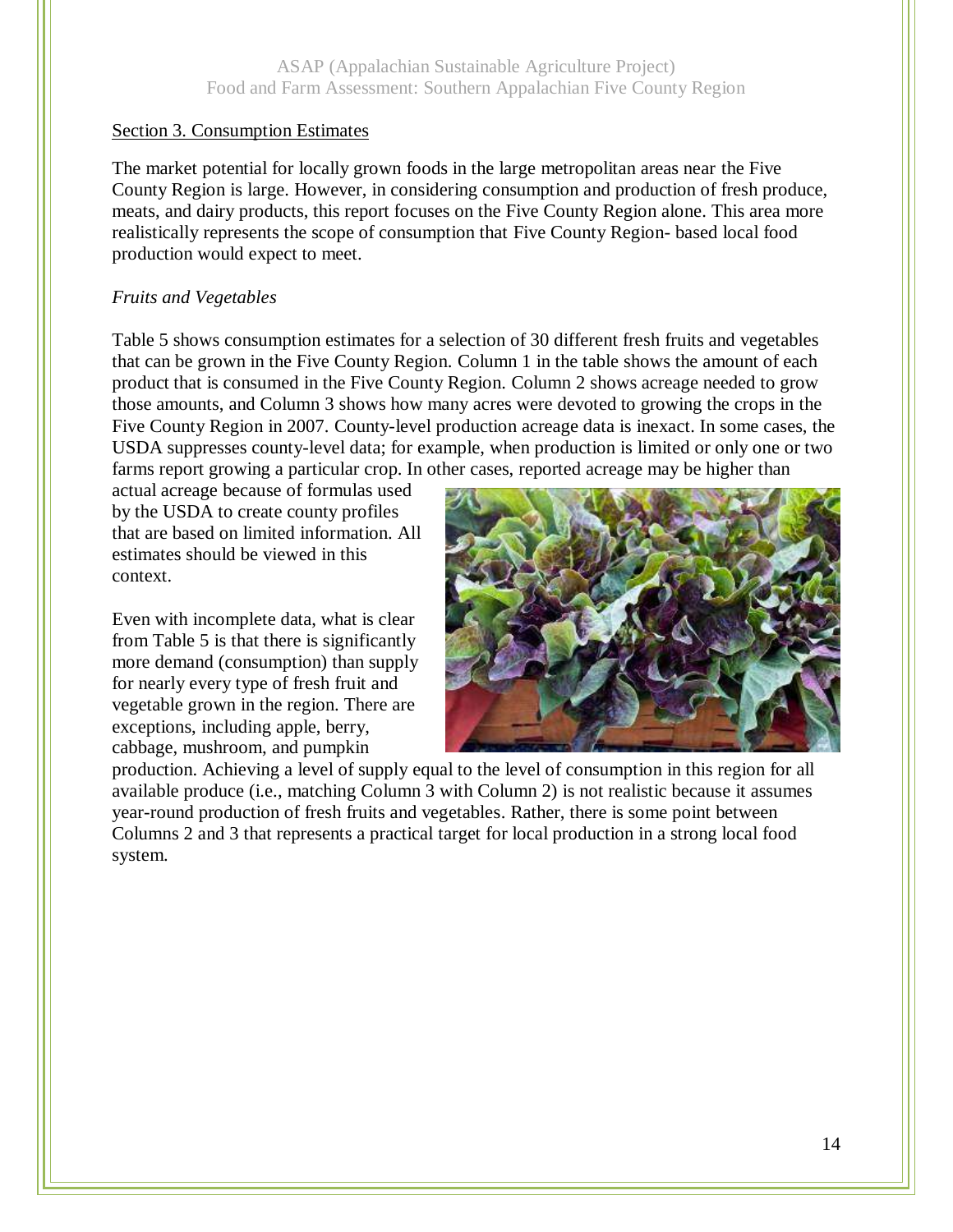## Section 3. Consumption Estimates

The market potential for locally grown foods in the large metropolitan areas near the Five County Region is large. However, in considering consumption and production of fresh produce, meats, and dairy products, this report focuses on the Five County Region alone. This area more realistically represents the scope of consumption that Five County Region- based local food production would expect to meet.

*Fruits and Vegetables*

Table 5 shows consumption estimates for a selection of 30 different fresh fruits and vegetables that can be grown in the Five County Region. Column 1 in the table shows the amount of each product that is consumed in the Five County Region. Column 2 shows acreage needed to grow those amounts, and Column 3 shows how many acres were devoted to growing the crops in the Five County Region in 2007. County-level production acreage data is inexact. In some cases, the USDA suppresses county-level data; for example, when production is limited or only one or two farms report growing a particular crop. In other cases, reported acreage may be higher than actual acreage because of formulas used by the USDA to create county profiles that are based on limited information. All estimates should be viewed in this context.

Even with incomplete data, what is clear from Table 5 is that there is significantly more demand (consumption) than supply for nearly every type of fresh fruit and vegetable grown in the region. There are exceptions, including apple, berry, cabbage, mushroom, and pumpkin production. Achieving a level of supply equal to the level of consumption in this region for all available produce (i.e., matching Column 3 with Column 2) is not realistic because it assumes year-round production of fresh fruits and vegetables. Rather, there is some point between Columns 2 and 3 that represents a practical target for local production in a strong local food system.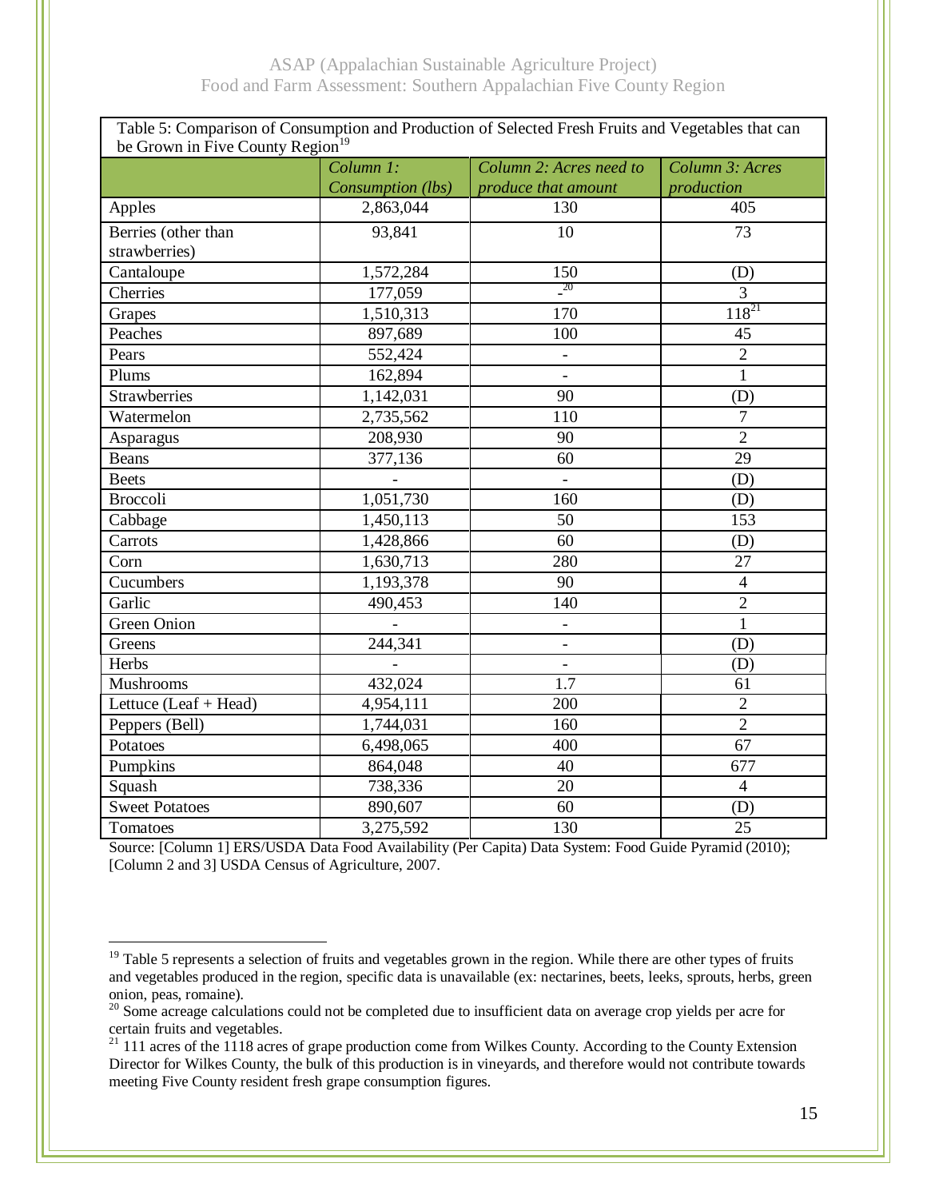Table 5: Comparison of Consumption and Production of Selected Fresh Fruits and Vegetables that can be Grown in Five County Region[19]

| | *Column 1: Consumption (lbs)* | *Column 2: Acres need to produce that amount* | *Column 3: Acres production* |
|---|---|---|---|
| Apples | 2,863,044 | 130 | 405 |
| Berries (other than strawberries) | 93,841 | 10 | 73 |
| Cantaloupe | 1,572,284 | 150 | (D) |
| Cherries | 177,059 | -[20] | 3 |
| Grapes | 1,510,313 | 170 | 118[21] |
| Peaches | 897,689 | 100 | 45 |
| Pears | 552,424 | - | 2 |
| Plums | 162,894 | - | 1 |
| Strawberries | 1,142,031 | 90 | (D) |
| Watermelon | 2,735,562 | 110 | 7 |
| Asparagus | 208,930 | 90 | 2 |
| Beans | 377,136 | 60 | 29 |
| Beets | - | - | (D) |
| Broccoli | 1,051,730 | 160 | (D) |
| Cabbage | 1,450,113 | 50 | 153 |
| Carrots | 1,428,866 | 60 | (D) |
| Corn | 1,630,713 | 280 | 27 |
| Cucumbers | 1,193,378 | 90 | 4 |
| Garlic | 490,453 | 140 | 2 |
| Green Onion | - | - | 1 |
| Greens | 244,341 | - | (D) |
| Herbs | - | - | (D) |
| Mushrooms | 432,024 | 1.7 | 61 |
| Lettuce (Leaf + Head) | 4,954,111 | 200 | 2 |
| Peppers (Bell) | 1,744,031 | 160 | 2 |
| Potatoes | 6,498,065 | 400 | 67 |
| Pumpkins | 864,048 | 40 | 677 |
| Squash | 738,336 | 20 | 4 |
| Sweet Potatoes | 890,607 | 60 | (D) |
| Tomatoes | 3,275,592 | 130 | 25 |

Source: [Column 1] ERS/USDA Data Food Availability (Per Capita) Data System: Food Guide Pyramid (2010); [Column 2 and 3] USDA Census of Agriculture, 2007.

[19] Table 5 represents a selection of fruits and vegetables grown in the region. While there are other types of fruits and vegetables produced in the region, specific data is unavailable (ex: nectarines, beets, leeks, sprouts, herbs, green onion, peas, romaine).

[20] Some acreage calculations could not be completed due to insufficient data on average crop yields per acre for certain fruits and vegetables.

[21] 111 acres of the 1118 acres of grape production come from Wilkes County. According to the County Extension Director for Wilkes County, the bulk of this production is in vineyards, and therefore would not contribute towards meeting Five County resident fresh grape consumption figures.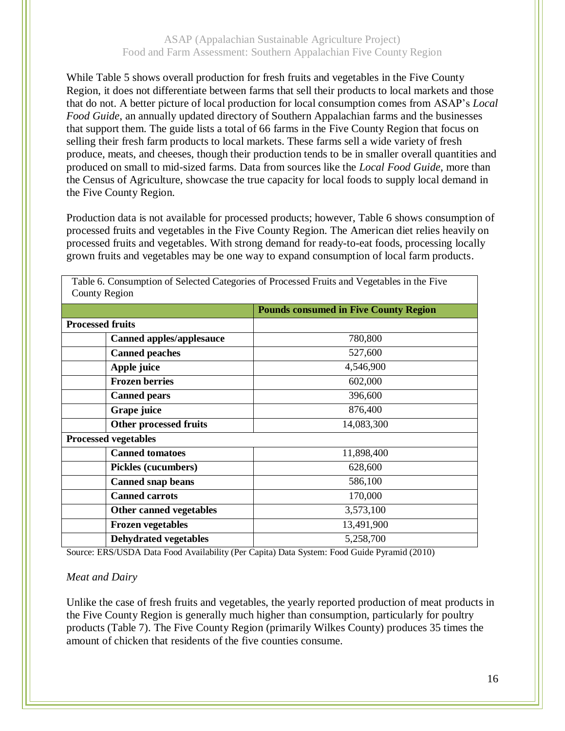While Table 5 shows overall production for fresh fruits and vegetables in the Five County Region, it does not differentiate between farms that sell their products to local markets and those that do not. A better picture of local production for local consumption comes from ASAP's *Local Food Guide*, an annually updated directory of Southern Appalachian farms and the businesses that support them. The guide lists a total of 66 farms in the Five County Region that focus on selling their fresh farm products to local markets. These farms sell a wide variety of fresh produce, meats, and cheeses, though their production tends to be in smaller overall quantities and produced on small to mid-sized farms. Data from sources like the *Local Food Guide*, more than the Census of Agriculture, showcase the true capacity for local foods to supply local demand in the Five County Region.

Production data is not available for processed products; however, Table 6 shows consumption of processed fruits and vegetables in the Five County Region. The American diet relies heavily on processed fruits and vegetables. With strong demand for ready-to-eat foods, processing locally grown fruits and vegetables may be one way to expand consumption of local farm products.

Table 6. Consumption of Selected Categories of Processed Fruits and Vegetables in the Five County Region

| | | Pounds consumed in Five County Region |
|---|---|---|
| **Processed fruits** | | |
| | **Canned apples/applesauce** | 780,800 |
| | **Canned peaches** | 527,600 |
| | **Apple juice** | 4,546,900 |
| | **Frozen berries** | 602,000 |
| | **Canned pears** | 396,600 |
| | **Grape juice** | 876,400 |
| | **Other processed fruits** | 14,083,300 |
| **Processed vegetables** | | |
| | **Canned tomatoes** | 11,898,400 |
| | **Pickles (cucumbers)** | 628,600 |
| | **Canned snap beans** | 586,100 |
| | **Canned carrots** | 170,000 |
| | **Other canned vegetables** | 3,573,100 |
| | **Frozen vegetables** | 13,491,900 |
| | **Dehydrated vegetables** | 5,258,700 |

Source: ERS/USDA Data Food Availability (Per Capita) Data System: Food Guide Pyramid (2010)

*Meat and Dairy*

Unlike the case of fresh fruits and vegetables, the yearly reported production of meat products in the Five County Region is generally much higher than consumption, particularly for poultry products (Table 7). The Five County Region (primarily Wilkes County) produces 35 times the amount of chicken that residents of the five counties consume.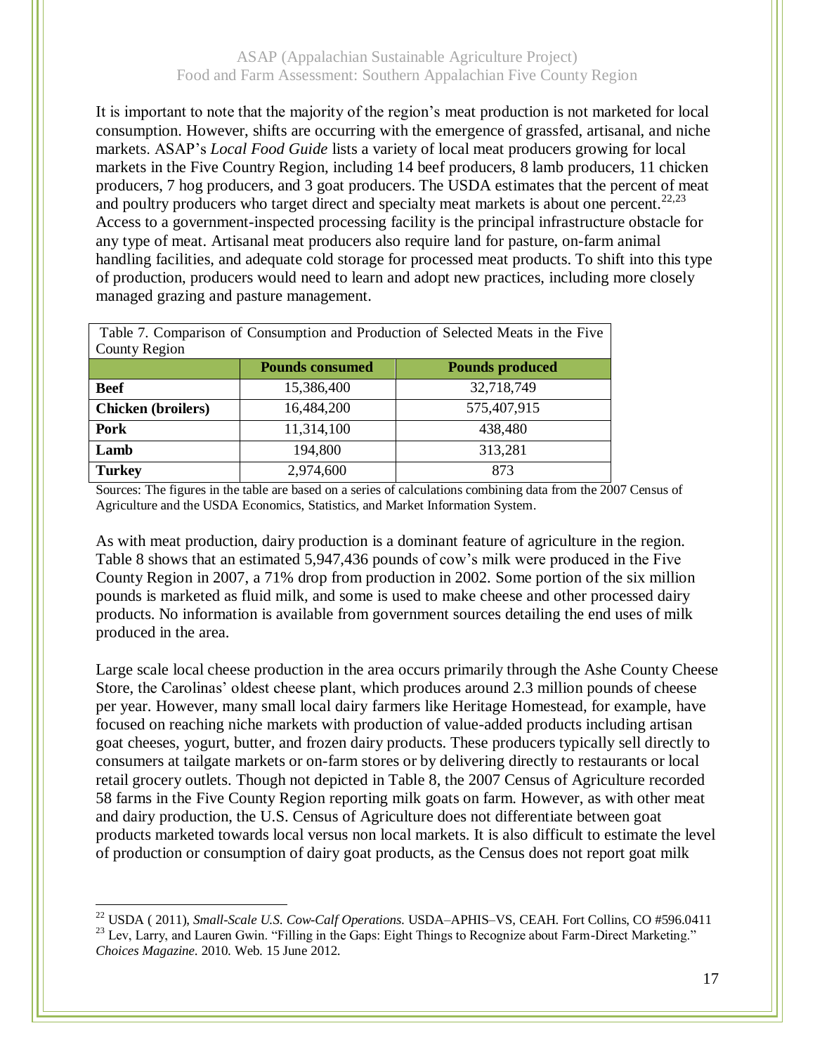It is important to note that the majority of the region's meat production is not marketed for local consumption. However, shifts are occurring with the emergence of grassfed, artisanal, and niche markets. ASAP's *Local Food Guide* lists a variety of local meat producers growing for local markets in the Five Country Region, including 14 beef producers, 8 lamb producers, 11 chicken producers, 7 hog producers, and 3 goat producers. The USDA estimates that the percent of meat and poultry producers who target direct and specialty meat markets is about one percent.[22,23] Access to a government-inspected processing facility is the principal infrastructure obstacle for any type of meat. Artisanal meat producers also require land for pasture, on-farm animal handling facilities, and adequate cold storage for processed meat products. To shift into this type of production, producers would need to learn and adopt new practices, including more closely managed grazing and pasture management.

Table 7. Comparison of Consumption and Production of Selected Meats in the Five County Region

| | Pounds consumed | Pounds produced |
|---|---|---|
| **Beef** | 15,386,400 | 32,718,749 |
| **Chicken (broilers)** | 16,484,200 | 575,407,915 |
| **Pork** | 11,314,100 | 438,480 |
| **Lamb** | 194,800 | 313,281 |
| **Turkey** | 2,974,600 | 873 |

Sources: The figures in the table are based on a series of calculations combining data from the 2007 Census of Agriculture and the USDA Economics, Statistics, and Market Information System.

As with meat production, dairy production is a dominant feature of agriculture in the region. Table 8 shows that an estimated 5,947,436 pounds of cow's milk were produced in the Five County Region in 2007, a 71% drop from production in 2002. Some portion of the six million pounds is marketed as fluid milk, and some is used to make cheese and other processed dairy products. No information is available from government sources detailing the end uses of milk produced in the area.

Large scale local cheese production in the area occurs primarily through the Ashe County Cheese Store, the Carolinas' oldest cheese plant, which produces around 2.3 million pounds of cheese per year. However, many small local dairy farmers like Heritage Homestead, for example, have focused on reaching niche markets with production of value-added products including artisan goat cheeses, yogurt, butter, and frozen dairy products. These producers typically sell directly to consumers at tailgate markets or on-farm stores or by delivering directly to restaurants or local retail grocery outlets. Though not depicted in Table 8, the 2007 Census of Agriculture recorded 58 farms in the Five County Region reporting milk goats on farm. However, as with other meat and dairy production, the U.S. Census of Agriculture does not differentiate between goat products marketed towards local versus non local markets. It is also difficult to estimate the level of production or consumption of dairy goat products, as the Census does not report goat milk

[22] USDA ( 2011), *Small-Scale U.S. Cow-Calf Operations*. USDA–APHIS–VS, CEAH. Fort Collins, CO #596.0411

[23] Lev, Larry, and Lauren Gwin. "Filling in the Gaps: Eight Things to Recognize about Farm-Direct Marketing." *Choices Magazine*. 2010. Web. 15 June 2012.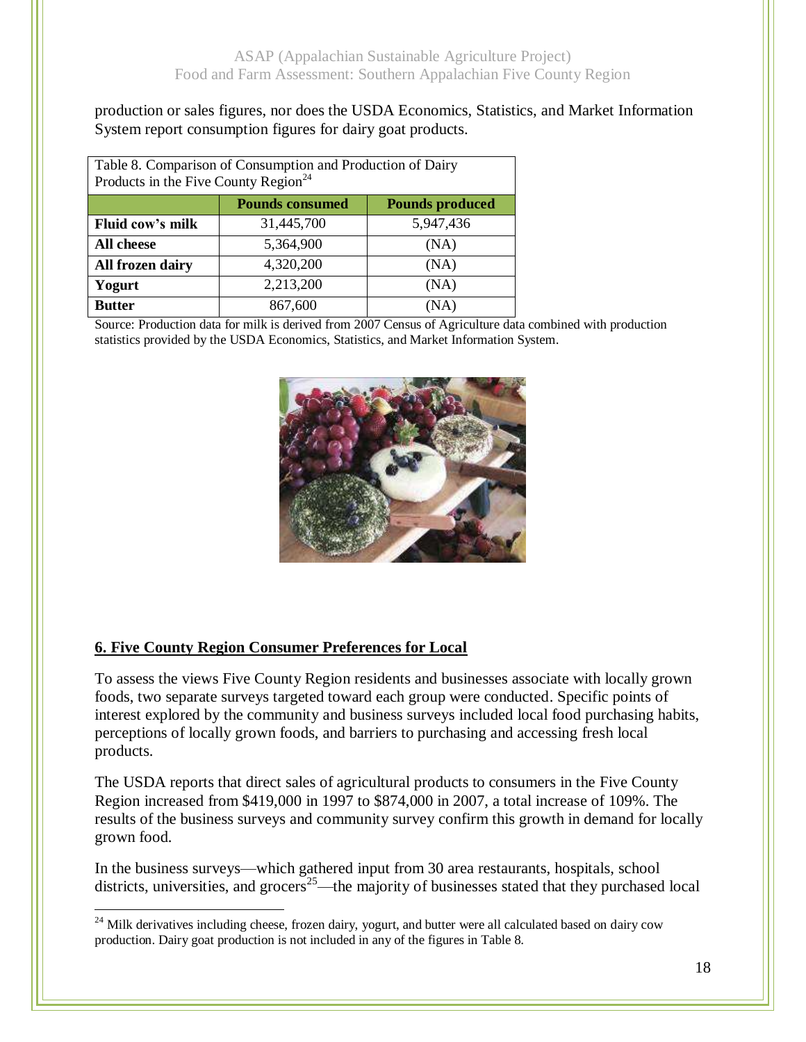production or sales figures, nor does the USDA Economics, Statistics, and Market Information System report consumption figures for dairy goat products.

Table 8. Comparison of Consumption and Production of Dairy Products in the Five County Region[24]

| | Pounds consumed | Pounds produced |
|---|---|---|
| **Fluid cow's milk** | 31,445,700 | 5,947,436 |
| **All cheese** | 5,364,900 | (NA) |
| **All frozen dairy** | 4,320,200 | (NA) |
| **Yogurt** | 2,213,200 | (NA) |
| **Butter** | 867,600 | (NA) |

Source: Production data for milk is derived from 2007 Census of Agriculture data combined with production statistics provided by the USDA Economics, Statistics, and Market Information System.

## 6. Five County Region Consumer Preferences for Local

To assess the views Five County Region residents and businesses associate with locally grown foods, two separate surveys targeted toward each group were conducted. Specific points of interest explored by the community and business surveys included local food purchasing habits, perceptions of locally grown foods, and barriers to purchasing and accessing fresh local products.

The USDA reports that direct sales of agricultural products to consumers in the Five County Region increased from $419,000 in 1997 to $874,000 in 2007, a total increase of 109%. The results of the business surveys and community survey confirm this growth in demand for locally grown food.

In the business surveys—which gathered input from 30 area restaurants, hospitals, school districts, universities, and grocers[25]—the majority of businesses stated that they purchased local

[24] Milk derivatives including cheese, frozen dairy, yogurt, and butter were all calculated based on dairy cow production. Dairy goat production is not included in any of the figures in Table 8.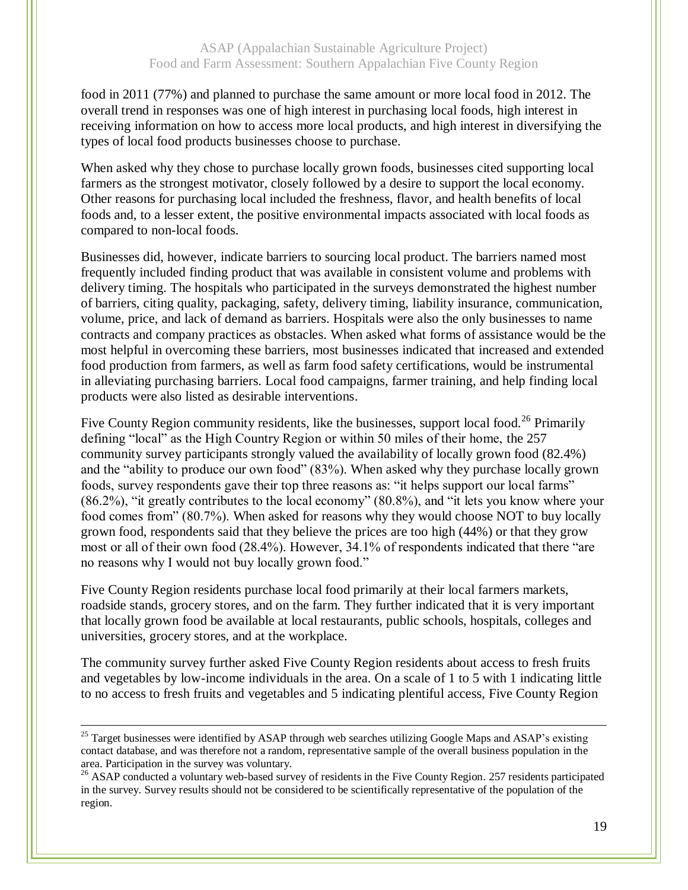food in 2011 (77%) and planned to purchase the same amount or more local food in 2012. The overall trend in responses was one of high interest in purchasing local foods, high interest in receiving information on how to access more local products, and high interest in diversifying the types of local food products businesses choose to purchase.

When asked why they chose to purchase locally grown foods, businesses cited supporting local farmers as the strongest motivator, closely followed by a desire to support the local economy. Other reasons for purchasing local included the freshness, flavor, and health benefits of local foods and, to a lesser extent, the positive environmental impacts associated with local foods as compared to non-local foods.

Businesses did, however, indicate barriers to sourcing local product. The barriers named most frequently included finding product that was available in consistent volume and problems with delivery timing. The hospitals who participated in the surveys demonstrated the highest number of barriers, citing quality, packaging, safety, delivery timing, liability insurance, communication, volume, price, and lack of demand as barriers. Hospitals were also the only businesses to name contracts and company practices as obstacles. When asked what forms of assistance would be the most helpful in overcoming these barriers, most businesses indicated that increased and extended food production from farmers, as well as farm food safety certifications, would be instrumental in alleviating purchasing barriers. Local food campaigns, farmer training, and help finding local products were also listed as desirable interventions.

Five County Region community residents, like the businesses, support local food.[26] Primarily defining "local" as the High Country Region or within 50 miles of their home, the 257 community survey participants strongly valued the availability of locally grown food (82.4%) and the "ability to produce our own food" (83%). When asked why they purchase locally grown foods, survey respondents gave their top three reasons as: "it helps support our local farms" (86.2%), "it greatly contributes to the local economy" (80.8%), and "it lets you know where your food comes from" (80.7%). When asked for reasons why they would choose NOT to buy locally grown food, respondents said that they believe the prices are too high (44%) or that they grow most or all of their own food (28.4%). However, 34.1% of respondents indicated that there "are no reasons why I would not buy locally grown food."

Five County Region residents purchase local food primarily at their local farmers markets, roadside stands, grocery stores, and on the farm. They further indicated that it is very important that locally grown food be available at local restaurants, public schools, hospitals, colleges and universities, grocery stores, and at the workplace.

The community survey further asked Five County Region residents about access to fresh fruits and vegetables by low-income individuals in the area. On a scale of 1 to 5 with 1 indicating little to no access to fresh fruits and vegetables and 5 indicating plentiful access, Five County Region

---

[25] Target businesses were identified by ASAP through web searches utilizing Google Maps and ASAP's existing contact database, and was therefore not a random, representative sample of the overall business population in the area. Participation in the survey was voluntary.

[26] ASAP conducted a voluntary web-based survey of residents in the Five County Region. 257 residents participated in the survey. Survey results should not be considered to be scientifically representative of the population of the region.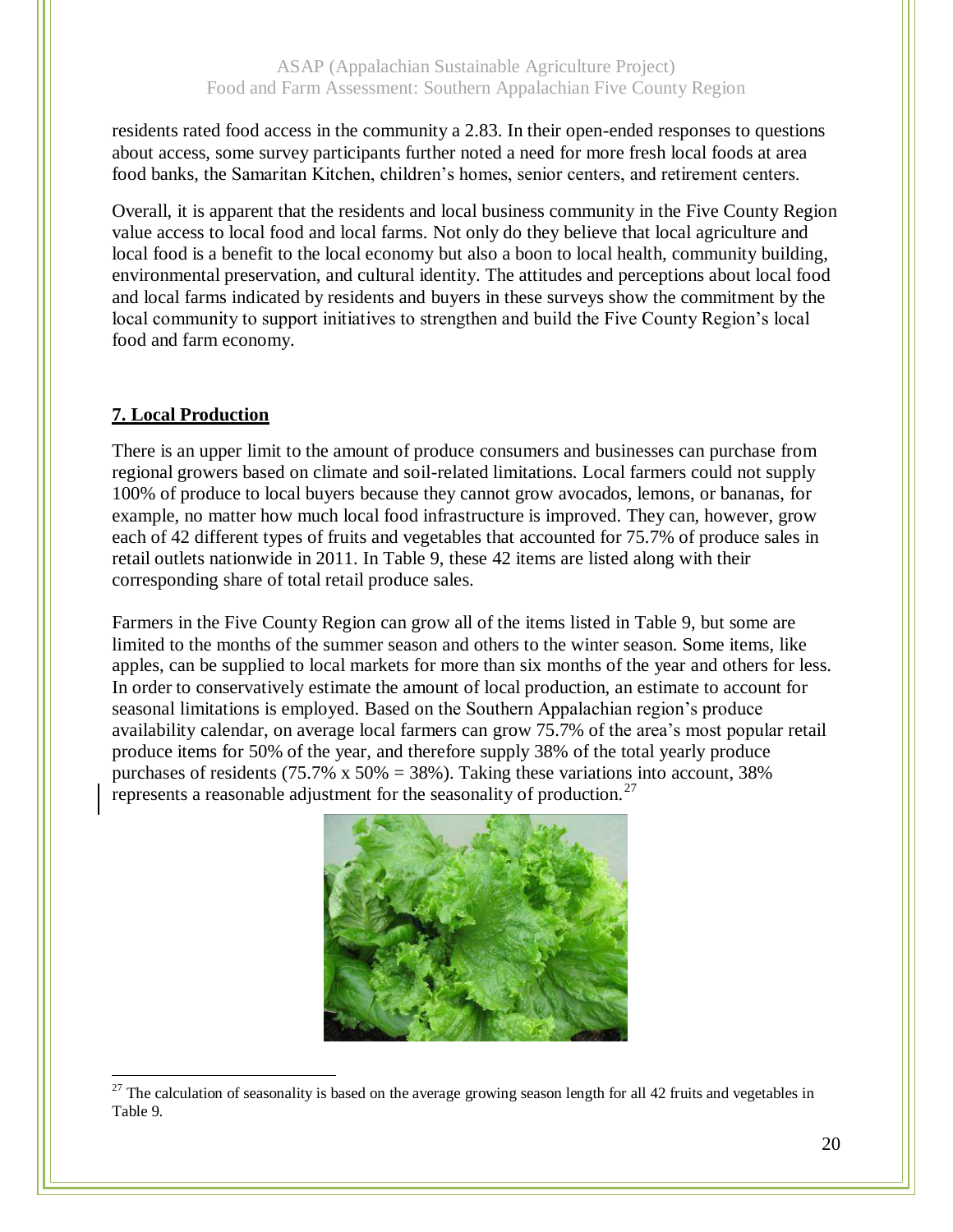residents rated food access in the community a 2.83. In their open-ended responses to questions about access, some survey participants further noted a need for more fresh local foods at area food banks, the Samaritan Kitchen, children's homes, senior centers, and retirement centers.

Overall, it is apparent that the residents and local business community in the Five County Region value access to local food and local farms. Not only do they believe that local agriculture and local food is a benefit to the local economy but also a boon to local health, community building, environmental preservation, and cultural identity. The attitudes and perceptions about local food and local farms indicated by residents and buyers in these surveys show the commitment by the local community to support initiatives to strengthen and build the Five County Region's local food and farm economy.

## 7. Local Production

There is an upper limit to the amount of produce consumers and businesses can purchase from regional growers based on climate and soil-related limitations. Local farmers could not supply 100% of produce to local buyers because they cannot grow avocados, lemons, or bananas, for example, no matter how much local food infrastructure is improved. They can, however, grow each of 42 different types of fruits and vegetables that accounted for 75.7% of produce sales in retail outlets nationwide in 2011. In Table 9, these 42 items are listed along with their corresponding share of total retail produce sales.

Farmers in the Five County Region can grow all of the items listed in Table 9, but some are limited to the months of the summer season and others to the winter season. Some items, like apples, can be supplied to local markets for more than six months of the year and others for less. In order to conservatively estimate the amount of local production, an estimate to account for seasonal limitations is employed. Based on the Southern Appalachian region's produce availability calendar, on average local farmers can grow 75.7% of the area's most popular retail produce items for 50% of the year, and therefore supply 38% of the total yearly produce purchases of residents (75.7% x 50% = 38%). Taking these variations into account, 38% represents a reasonable adjustment for the seasonality of production.[27]

[27] The calculation of seasonality is based on the average growing season length for all 42 fruits and vegetables in Table 9.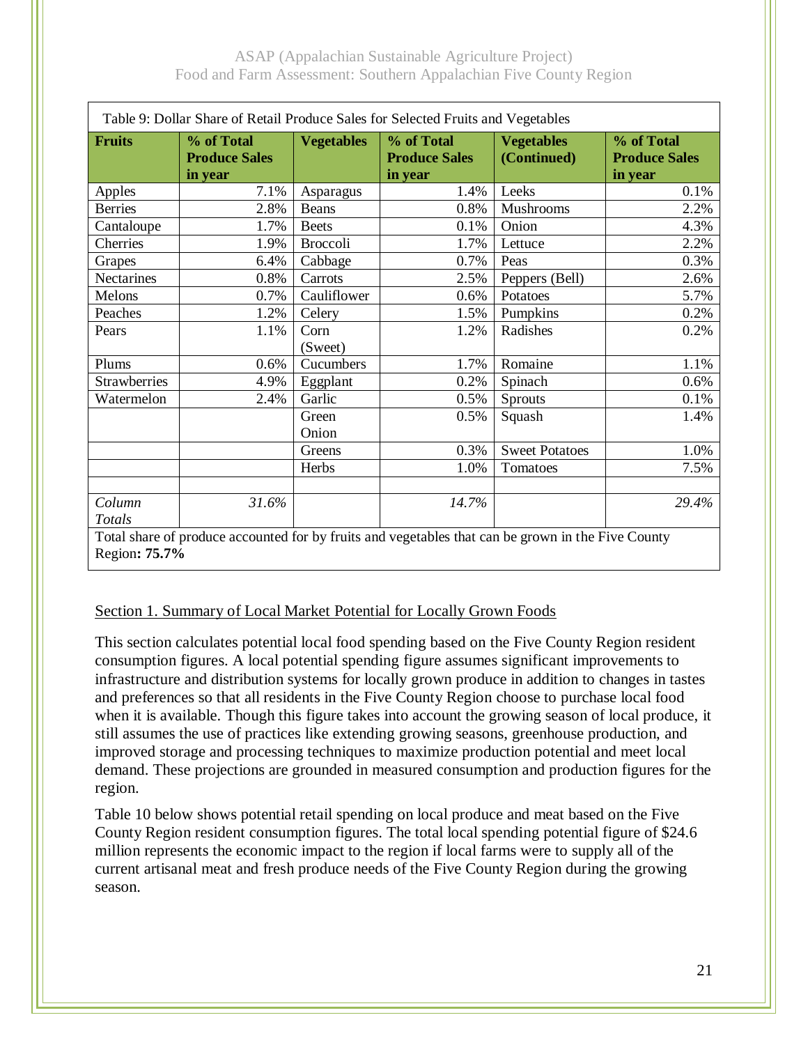Table 9: Dollar Share of Retail Produce Sales for Selected Fruits and Vegetables

| Fruits | % of Total Produce Sales in year | Vegetables | % of Total Produce Sales in year | Vegetables (Continued) | % of Total Produce Sales in year |
|---|---|---|---|---|---|
| Apples | 7.1% | Asparagus | 1.4% | Leeks | 0.1% |
| Berries | 2.8% | Beans | 0.8% | Mushrooms | 2.2% |
| Cantaloupe | 1.7% | Beets | 0.1% | Onion | 4.3% |
| Cherries | 1.9% | Broccoli | 1.7% | Lettuce | 2.2% |
| Grapes | 6.4% | Cabbage | 0.7% | Peas | 0.3% |
| Nectarines | 0.8% | Carrots | 2.5% | Peppers (Bell) | 2.6% |
| Melons | 0.7% | Cauliflower | 0.6% | Potatoes | 5.7% |
| Peaches | 1.2% | Celery | 1.5% | Pumpkins | 0.2% |
| Pears | 1.1% | Corn (Sweet) | 1.2% | Radishes | 0.2% |
| Plums | 0.6% | Cucumbers | 1.7% | Romaine | 1.1% |
| Strawberries | 4.9% | Eggplant | 0.2% | Spinach | 0.6% |
| Watermelon | 2.4% | Garlic | 0.5% | Sprouts | 0.1% |
| | | Green Onion | 0.5% | Squash | 1.4% |
| | | Greens | 0.3% | Sweet Potatoes | 1.0% |
| | | Herbs | 1.0% | Tomatoes | 7.5% |
| | | | | | |
| *Column Totals* | *31.6%* | | *14.7%* | | *29.4%* |

Total share of produce accounted for by fruits and vegetables that can be grown in the Five County Region**: 75.7%**

Section 1. Summary of Local Market Potential for Locally Grown Foods

This section calculates potential local food spending based on the Five County Region resident consumption figures. A local potential spending figure assumes significant improvements to infrastructure and distribution systems for locally grown produce in addition to changes in tastes and preferences so that all residents in the Five County Region choose to purchase local food when it is available. Though this figure takes into account the growing season of local produce, it still assumes the use of practices like extending growing seasons, greenhouse production, and improved storage and processing techniques to maximize production potential and meet local demand. These projections are grounded in measured consumption and production figures for the region.

Table 10 below shows potential retail spending on local produce and meat based on the Five County Region resident consumption figures. The total local spending potential figure of $24.6 million represents the economic impact to the region if local farms were to supply all of the current artisanal meat and fresh produce needs of the Five County Region during the growing season.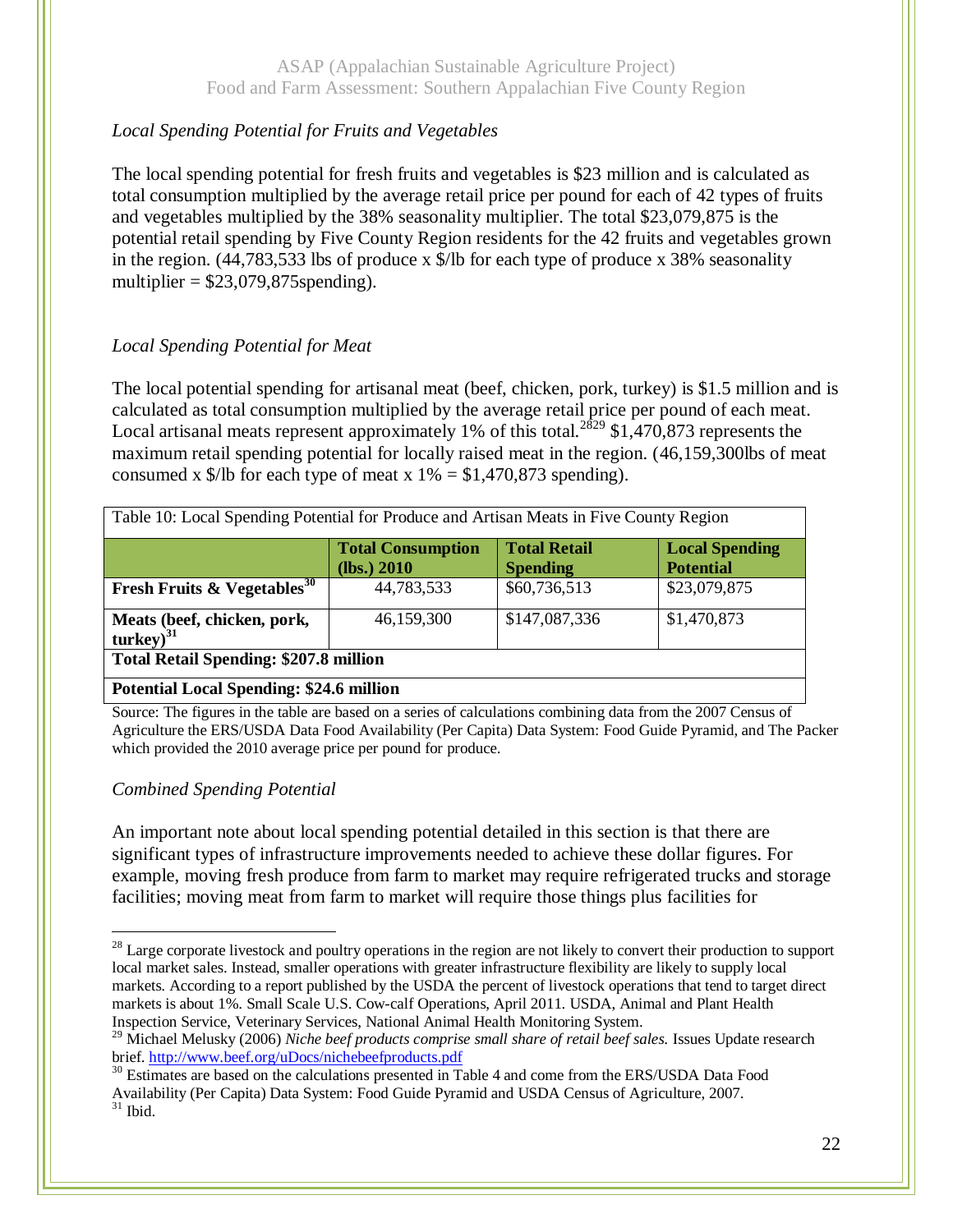*Local Spending Potential for Fruits and Vegetables*

The local spending potential for fresh fruits and vegetables is $23 million and is calculated as total consumption multiplied by the average retail price per pound for each of 42 types of fruits and vegetables multiplied by the 38% seasonality multiplier. The total $23,079,875 is the potential retail spending by Five County Region residents for the 42 fruits and vegetables grown in the region. (44,783,533 lbs of produce x $/lb for each type of produce x 38% seasonality multiplier = $23,079,875spending).

*Local Spending Potential for Meat*

The local potential spending for artisanal meat (beef, chicken, pork, turkey) is $1.5 million and is calculated as total consumption multiplied by the average retail price per pound of each meat. Local artisanal meats represent approximately 1% of this total.[28][29] $1,470,873 represents the maximum retail spending potential for locally raised meat in the region. (46,159,300lbs of meat consumed x $/lb for each type of meat x 1% = $1,470,873 spending).

Table 10: Local Spending Potential for Produce and Artisan Meats in Five County Region

| | Total Consumption (lbs.) 2010 | Total Retail Spending | Local Spending Potential |
|---|---|---|---|
| **Fresh Fruits & Vegetables**[30] | 44,783,533 | $60,736,513 | $23,079,875 |
| **Meats (beef, chicken, pork, turkey)**[31] | 46,159,300 | $147,087,336 | $1,470,873 |
| **Total Retail Spending: $207.8 million** | | | |
| **Potential Local Spending: $24.6 million** | | | |

Source: The figures in the table are based on a series of calculations combining data from the 2007 Census of Agriculture the ERS/USDA Data Food Availability (Per Capita) Data System: Food Guide Pyramid, and The Packer which provided the 2010 average price per pound for produce.

*Combined Spending Potential*

An important note about local spending potential detailed in this section is that there are significant types of infrastructure improvements needed to achieve these dollar figures. For example, moving fresh produce from farm to market may require refrigerated trucks and storage facilities; moving meat from farm to market will require those things plus facilities for

---

[28] Large corporate livestock and poultry operations in the region are not likely to convert their production to support local market sales. Instead, smaller operations with greater infrastructure flexibility are likely to supply local markets. According to a report published by the USDA the percent of livestock operations that tend to target direct markets is about 1%. Small Scale U.S. Cow-calf Operations, April 2011. USDA, Animal and Plant Health Inspection Service, Veterinary Services, National Animal Health Monitoring System.

[29] Michael Melusky (2006) *Niche beef products comprise small share of retail beef sales.* Issues Update research brief. http://www.beef.org/uDocs/nichebeefproducts.pdf

[30] Estimates are based on the calculations presented in Table 4 and come from the ERS/USDA Data Food Availability (Per Capita) Data System: Food Guide Pyramid and USDA Census of Agriculture, 2007.

[31] Ibid.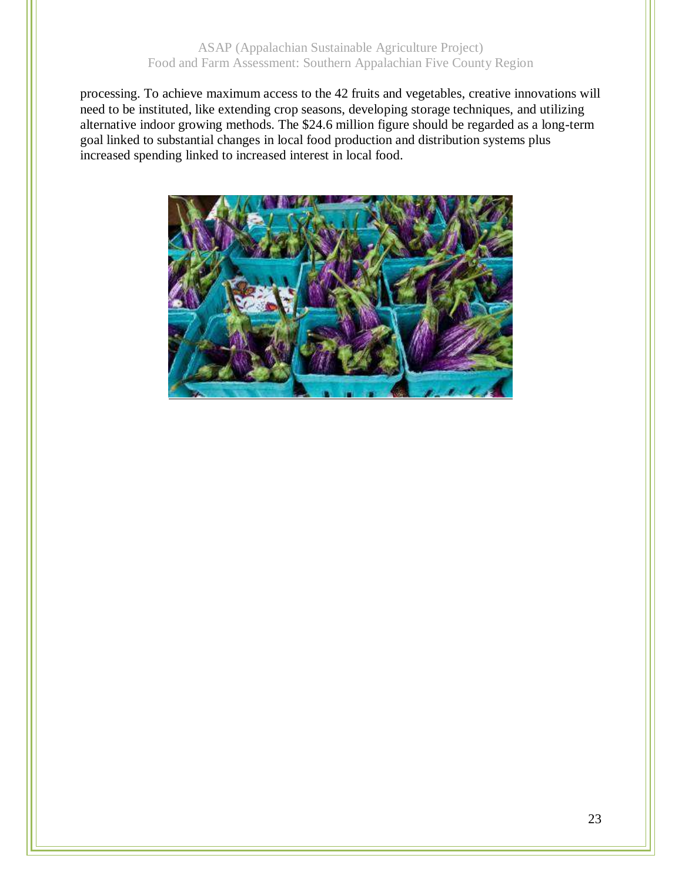processing. To achieve maximum access to the 42 fruits and vegetables, creative innovations will need to be instituted, like extending crop seasons, developing storage techniques, and utilizing alternative indoor growing methods. The $24.6 million figure should be regarded as a long-term goal linked to substantial changes in local food production and distribution systems plus increased spending linked to increased interest in local food.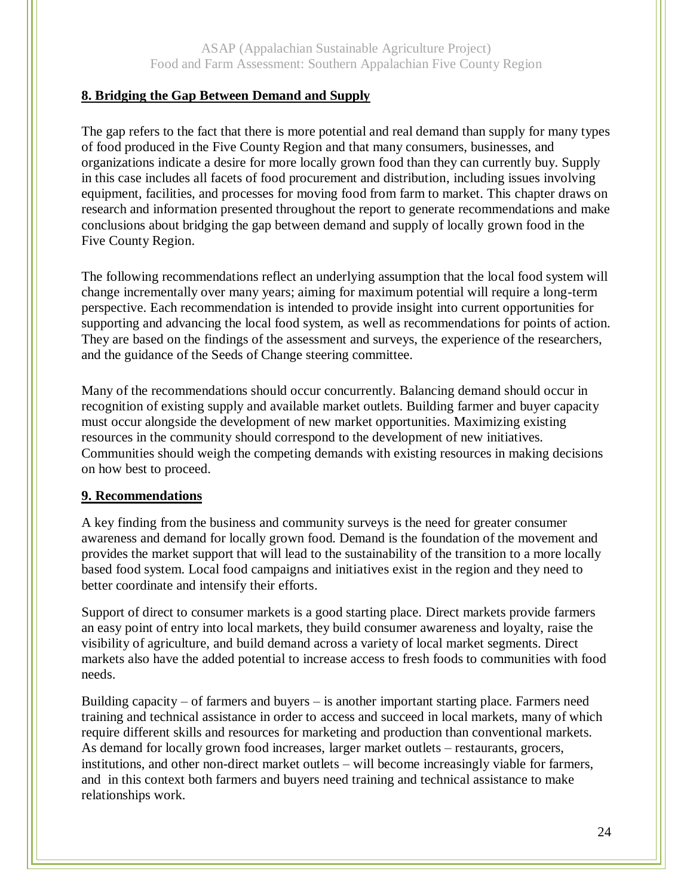## 8. Bridging the Gap Between Demand and Supply

The gap refers to the fact that there is more potential and real demand than supply for many types of food produced in the Five County Region and that many consumers, businesses, and organizations indicate a desire for more locally grown food than they can currently buy. Supply in this case includes all facets of food procurement and distribution, including issues involving equipment, facilities, and processes for moving food from farm to market. This chapter draws on research and information presented throughout the report to generate recommendations and make conclusions about bridging the gap between demand and supply of locally grown food in the Five County Region.

The following recommendations reflect an underlying assumption that the local food system will change incrementally over many years; aiming for maximum potential will require a long-term perspective. Each recommendation is intended to provide insight into current opportunities for supporting and advancing the local food system, as well as recommendations for points of action. They are based on the findings of the assessment and surveys, the experience of the researchers, and the guidance of the Seeds of Change steering committee.

Many of the recommendations should occur concurrently. Balancing demand should occur in recognition of existing supply and available market outlets. Building farmer and buyer capacity must occur alongside the development of new market opportunities. Maximizing existing resources in the community should correspond to the development of new initiatives. Communities should weigh the competing demands with existing resources in making decisions on how best to proceed.

## 9. Recommendations

A key finding from the business and community surveys is the need for greater consumer awareness and demand for locally grown food. Demand is the foundation of the movement and provides the market support that will lead to the sustainability of the transition to a more locally based food system. Local food campaigns and initiatives exist in the region and they need to better coordinate and intensify their efforts.

Support of direct to consumer markets is a good starting place. Direct markets provide farmers an easy point of entry into local markets, they build consumer awareness and loyalty, raise the visibility of agriculture, and build demand across a variety of local market segments. Direct markets also have the added potential to increase access to fresh foods to communities with food needs.

Building capacity – of farmers and buyers – is another important starting place. Farmers need training and technical assistance in order to access and succeed in local markets, many of which require different skills and resources for marketing and production than conventional markets. As demand for locally grown food increases, larger market outlets – restaurants, grocers, institutions, and other non-direct market outlets – will become increasingly viable for farmers, and in this context both farmers and buyers need training and technical assistance to make relationships work.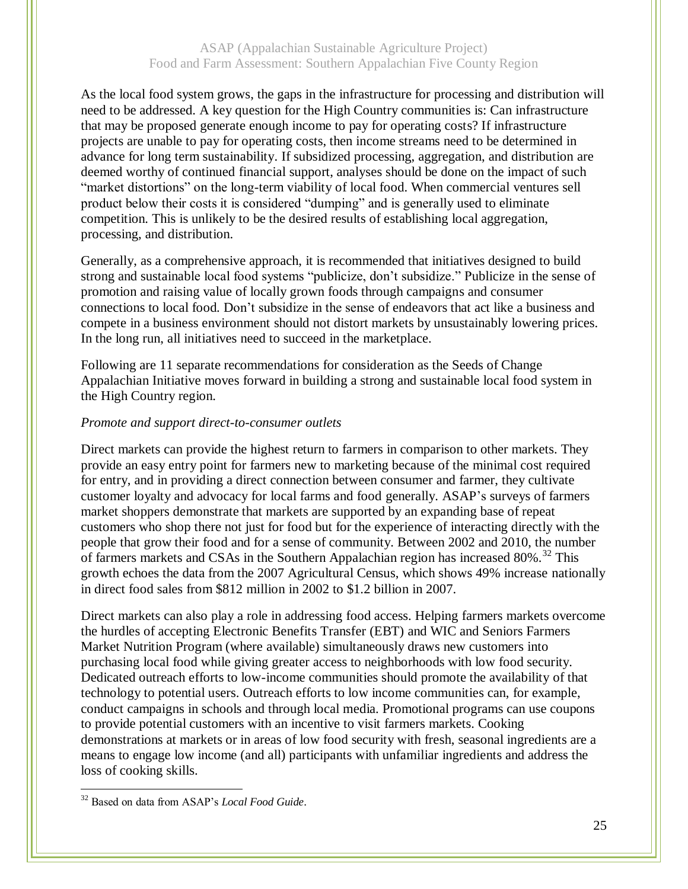As the local food system grows, the gaps in the infrastructure for processing and distribution will need to be addressed. A key question for the High Country communities is: Can infrastructure that may be proposed generate enough income to pay for operating costs? If infrastructure projects are unable to pay for operating costs, then income streams need to be determined in advance for long term sustainability. If subsidized processing, aggregation, and distribution are deemed worthy of continued financial support, analyses should be done on the impact of such "market distortions" on the long-term viability of local food. When commercial ventures sell product below their costs it is considered "dumping" and is generally used to eliminate competition. This is unlikely to be the desired results of establishing local aggregation, processing, and distribution.

Generally, as a comprehensive approach, it is recommended that initiatives designed to build strong and sustainable local food systems "publicize, don't subsidize." Publicize in the sense of promotion and raising value of locally grown foods through campaigns and consumer connections to local food. Don't subsidize in the sense of endeavors that act like a business and compete in a business environment should not distort markets by unsustainably lowering prices. In the long run, all initiatives need to succeed in the marketplace.

Following are 11 separate recommendations for consideration as the Seeds of Change Appalachian Initiative moves forward in building a strong and sustainable local food system in the High Country region.

*Promote and support direct-to-consumer outlets*

Direct markets can provide the highest return to farmers in comparison to other markets. They provide an easy entry point for farmers new to marketing because of the minimal cost required for entry, and in providing a direct connection between consumer and farmer, they cultivate customer loyalty and advocacy for local farms and food generally. ASAP's surveys of farmers market shoppers demonstrate that markets are supported by an expanding base of repeat customers who shop there not just for food but for the experience of interacting directly with the people that grow their food and for a sense of community. Between 2002 and 2010, the number of farmers markets and CSAs in the Southern Appalachian region has increased 80%.[32] This growth echoes the data from the 2007 Agricultural Census, which shows 49% increase nationally in direct food sales from $812 million in 2002 to $1.2 billion in 2007.

Direct markets can also play a role in addressing food access. Helping farmers markets overcome the hurdles of accepting Electronic Benefits Transfer (EBT) and WIC and Seniors Farmers Market Nutrition Program (where available) simultaneously draws new customers into purchasing local food while giving greater access to neighborhoods with low food security. Dedicated outreach efforts to low-income communities should promote the availability of that technology to potential users. Outreach efforts to low income communities can, for example, conduct campaigns in schools and through local media. Promotional programs can use coupons to provide potential customers with an incentive to visit farmers markets. Cooking demonstrations at markets or in areas of low food security with fresh, seasonal ingredients are a means to engage low income (and all) participants with unfamiliar ingredients and address the loss of cooking skills.

[32] Based on data from ASAP's *Local Food Guide*.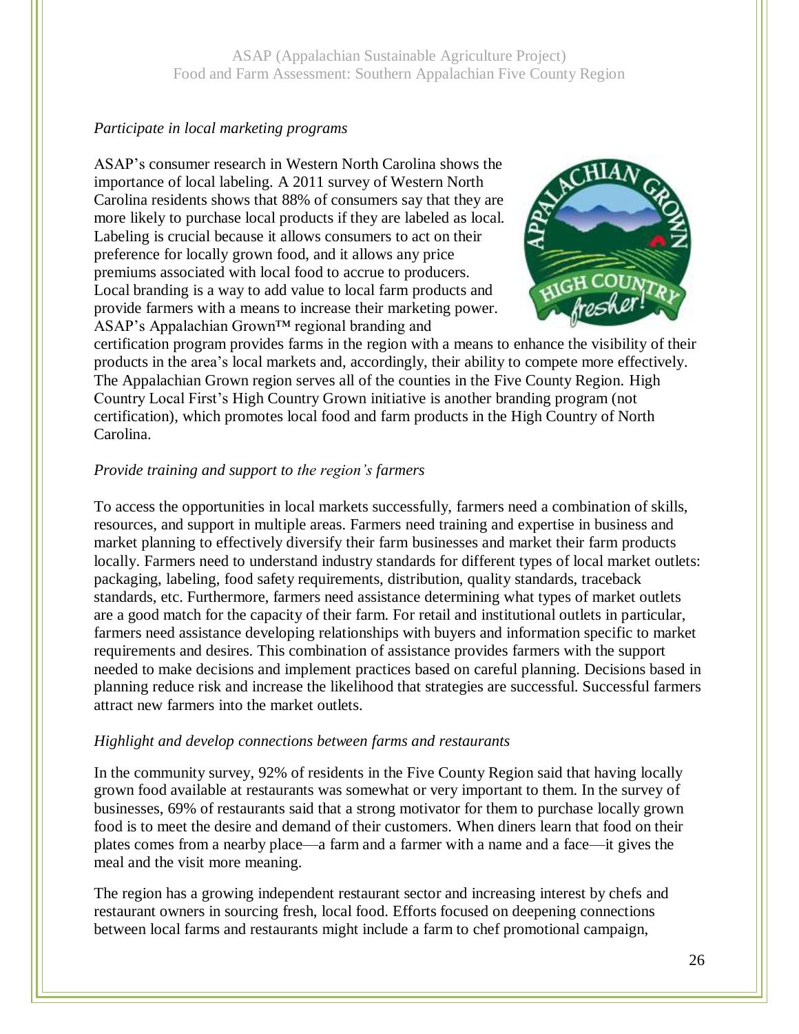*Participate in local marketing programs*

ASAP's consumer research in Western North Carolina shows the importance of local labeling. A 2011 survey of Western North Carolina residents shows that 88% of consumers say that they are more likely to purchase local products if they are labeled as local. Labeling is crucial because it allows consumers to act on their preference for locally grown food, and it allows any price premiums associated with local food to accrue to producers. Local branding is a way to add value to local farm products and provide farmers with a means to increase their marketing power. ASAP's Appalachian Grown™ regional branding and certification program provides farms in the region with a means to enhance the visibility of their products in the area's local markets and, accordingly, their ability to compete more effectively. The Appalachian Grown region serves all of the counties in the Five County Region. High Country Local First's High Country Grown initiative is another branding program (not certification), which promotes local food and farm products in the High Country of North Carolina.

*Provide training and support to the region's farmers*

To access the opportunities in local markets successfully, farmers need a combination of skills, resources, and support in multiple areas. Farmers need training and expertise in business and market planning to effectively diversify their farm businesses and market their farm products locally. Farmers need to understand industry standards for different types of local market outlets: packaging, labeling, food safety requirements, distribution, quality standards, traceback standards, etc. Furthermore, farmers need assistance determining what types of market outlets are a good match for the capacity of their farm. For retail and institutional outlets in particular, farmers need assistance developing relationships with buyers and information specific to market requirements and desires. This combination of assistance provides farmers with the support needed to make decisions and implement practices based on careful planning. Decisions based in planning reduce risk and increase the likelihood that strategies are successful. Successful farmers attract new farmers into the market outlets.

*Highlight and develop connections between farms and restaurants*

In the community survey, 92% of residents in the Five County Region said that having locally grown food available at restaurants was somewhat or very important to them. In the survey of businesses, 69% of restaurants said that a strong motivator for them to purchase locally grown food is to meet the desire and demand of their customers. When diners learn that food on their plates comes from a nearby place—a farm and a farmer with a name and a face—it gives the meal and the visit more meaning.

The region has a growing independent restaurant sector and increasing interest by chefs and restaurant owners in sourcing fresh, local food. Efforts focused on deepening connections between local farms and restaurants might include a farm to chef promotional campaign,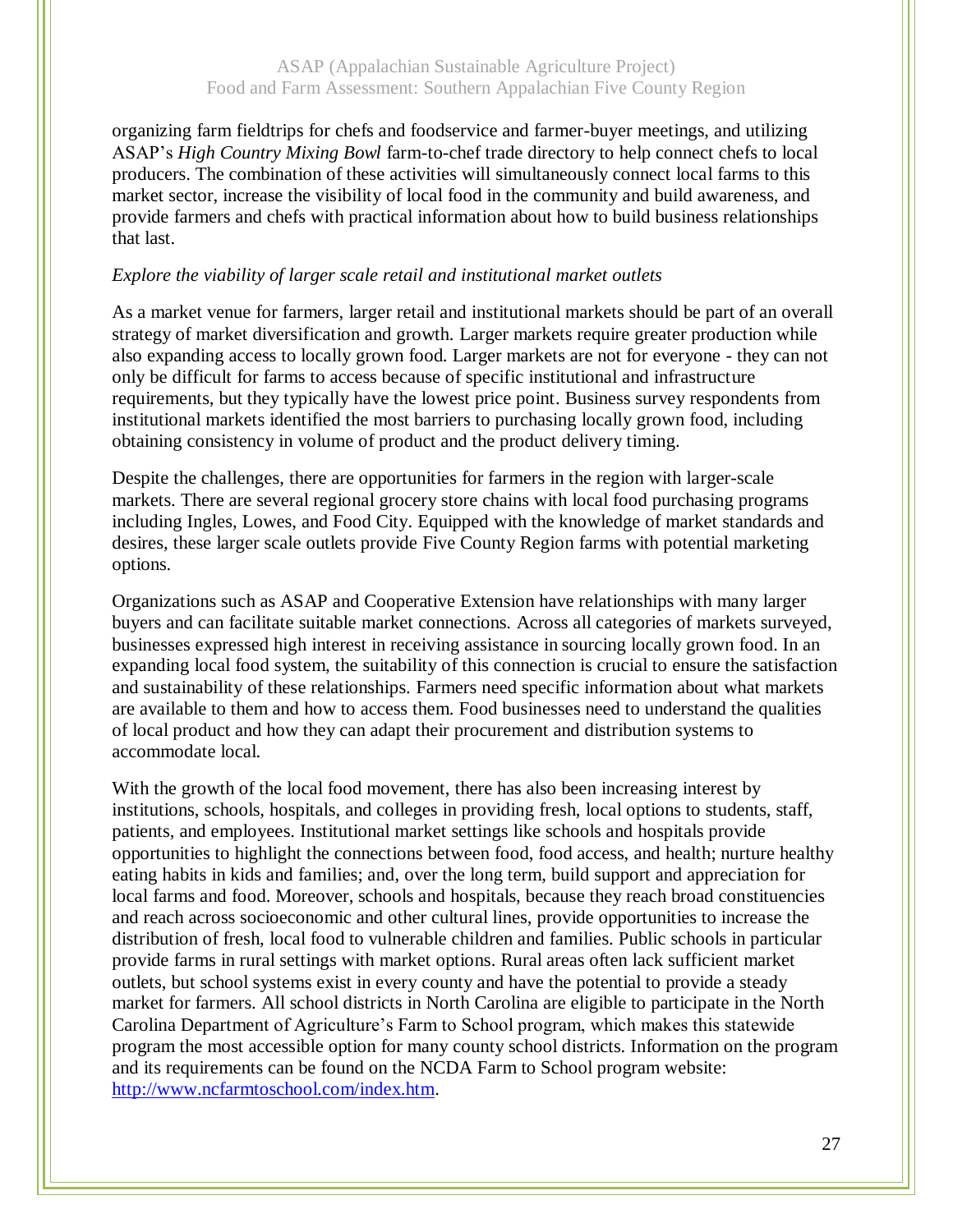organizing farm fieldtrips for chefs and foodservice and farmer-buyer meetings, and utilizing ASAP's *High Country Mixing Bowl* farm-to-chef trade directory to help connect chefs to local producers. The combination of these activities will simultaneously connect local farms to this market sector, increase the visibility of local food in the community and build awareness, and provide farmers and chefs with practical information about how to build business relationships that last.

*Explore the viability of larger scale retail and institutional market outlets*

As a market venue for farmers, larger retail and institutional markets should be part of an overall strategy of market diversification and growth. Larger markets require greater production while also expanding access to locally grown food. Larger markets are not for everyone - they can not only be difficult for farms to access because of specific institutional and infrastructure requirements, but they typically have the lowest price point. Business survey respondents from institutional markets identified the most barriers to purchasing locally grown food, including obtaining consistency in volume of product and the product delivery timing.

Despite the challenges, there are opportunities for farmers in the region with larger-scale markets. There are several regional grocery store chains with local food purchasing programs including Ingles, Lowes, and Food City. Equipped with the knowledge of market standards and desires, these larger scale outlets provide Five County Region farms with potential marketing options.

Organizations such as ASAP and Cooperative Extension have relationships with many larger buyers and can facilitate suitable market connections. Across all categories of markets surveyed, businesses expressed high interest in receiving assistance in sourcing locally grown food. In an expanding local food system, the suitability of this connection is crucial to ensure the satisfaction and sustainability of these relationships. Farmers need specific information about what markets are available to them and how to access them. Food businesses need to understand the qualities of local product and how they can adapt their procurement and distribution systems to accommodate local.

With the growth of the local food movement, there has also been increasing interest by institutions, schools, hospitals, and colleges in providing fresh, local options to students, staff, patients, and employees. Institutional market settings like schools and hospitals provide opportunities to highlight the connections between food, food access, and health; nurture healthy eating habits in kids and families; and, over the long term, build support and appreciation for local farms and food. Moreover, schools and hospitals, because they reach broad constituencies and reach across socioeconomic and other cultural lines, provide opportunities to increase the distribution of fresh, local food to vulnerable children and families. Public schools in particular provide farms in rural settings with market options. Rural areas often lack sufficient market outlets, but school systems exist in every county and have the potential to provide a steady market for farmers. All school districts in North Carolina are eligible to participate in the North Carolina Department of Agriculture's Farm to School program, which makes this statewide program the most accessible option for many county school districts. Information on the program and its requirements can be found on the NCDA Farm to School program website: http://www.ncfarmtoschool.com/index.htm.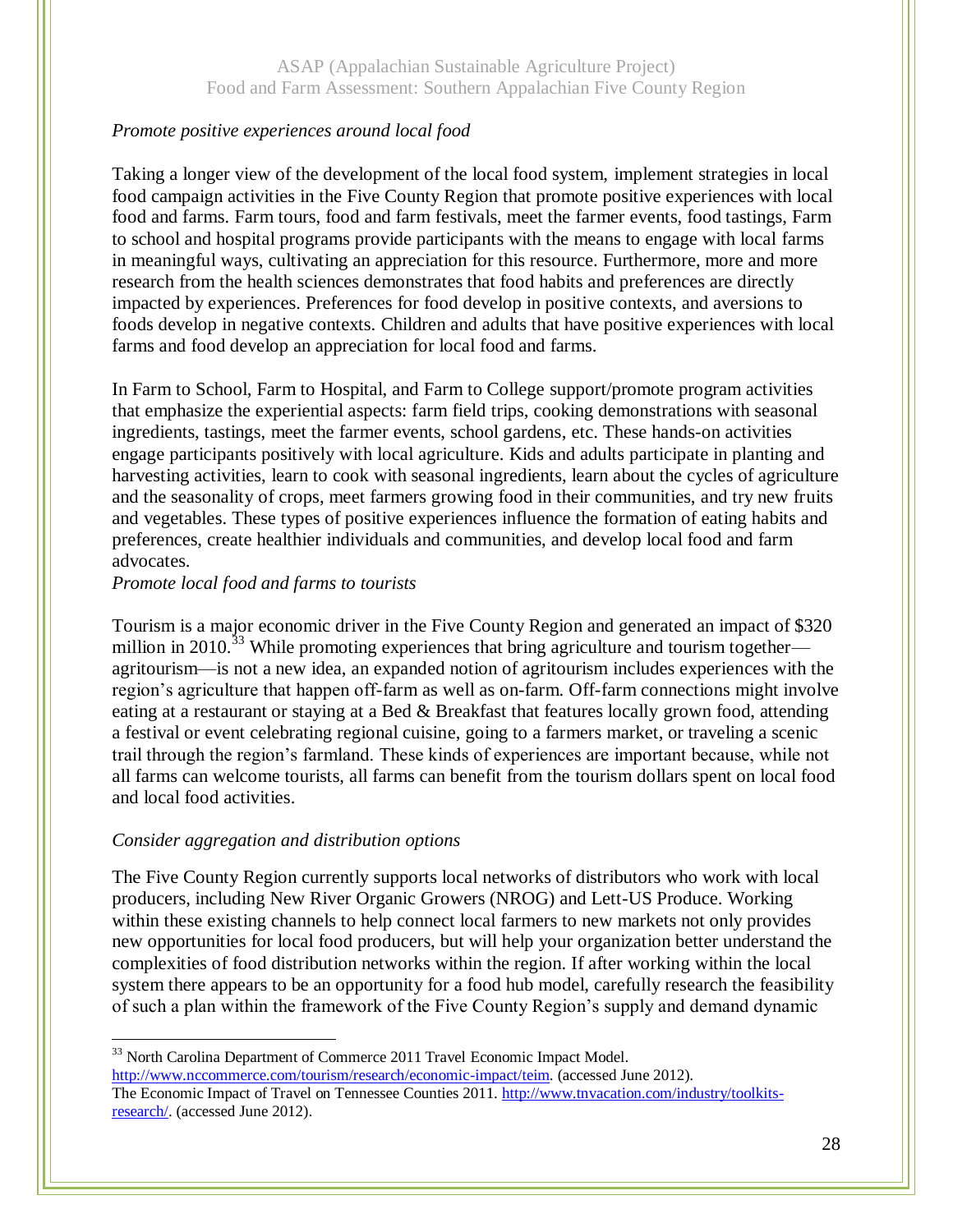*Promote positive experiences around local food*

Taking a longer view of the development of the local food system, implement strategies in local food campaign activities in the Five County Region that promote positive experiences with local food and farms. Farm tours, food and farm festivals, meet the farmer events, food tastings, Farm to school and hospital programs provide participants with the means to engage with local farms in meaningful ways, cultivating an appreciation for this resource. Furthermore, more and more research from the health sciences demonstrates that food habits and preferences are directly impacted by experiences. Preferences for food develop in positive contexts, and aversions to foods develop in negative contexts. Children and adults that have positive experiences with local farms and food develop an appreciation for local food and farms.

In Farm to School, Farm to Hospital, and Farm to College support/promote program activities that emphasize the experiential aspects: farm field trips, cooking demonstrations with seasonal ingredients, tastings, meet the farmer events, school gardens, etc. These hands-on activities engage participants positively with local agriculture. Kids and adults participate in planting and harvesting activities, learn to cook with seasonal ingredients, learn about the cycles of agriculture and the seasonality of crops, meet farmers growing food in their communities, and try new fruits and vegetables. These types of positive experiences influence the formation of eating habits and preferences, create healthier individuals and communities, and develop local food and farm advocates.

*Promote local food and farms to tourists*

Tourism is a major economic driver in the Five County Region and generated an impact of $320 million in 2010.[33] While promoting experiences that bring agriculture and tourism together—agritourism—is not a new idea, an expanded notion of agritourism includes experiences with the region's agriculture that happen off-farm as well as on-farm. Off-farm connections might involve eating at a restaurant or staying at a Bed & Breakfast that features locally grown food, attending a festival or event celebrating regional cuisine, going to a farmers market, or traveling a scenic trail through the region's farmland. These kinds of experiences are important because, while not all farms can welcome tourists, all farms can benefit from the tourism dollars spent on local food and local food activities.

*Consider aggregation and distribution options*

The Five County Region currently supports local networks of distributors who work with local producers, including New River Organic Growers (NROG) and Lett-US Produce. Working within these existing channels to help connect local farmers to new markets not only provides new opportunities for local food producers, but will help your organization better understand the complexities of food distribution networks within the region. If after working within the local system there appears to be an opportunity for a food hub model, carefully research the feasibility of such a plan within the framework of the Five County Region's supply and demand dynamic

---

[33] North Carolina Department of Commerce 2011 Travel Economic Impact Model. http://www.nccommerce.com/tourism/research/economic-impact/teim. (accessed June 2012).
The Economic Impact of Travel on Tennessee Counties 2011. http://www.tnvacation.com/industry/toolkits-research/. (accessed June 2012).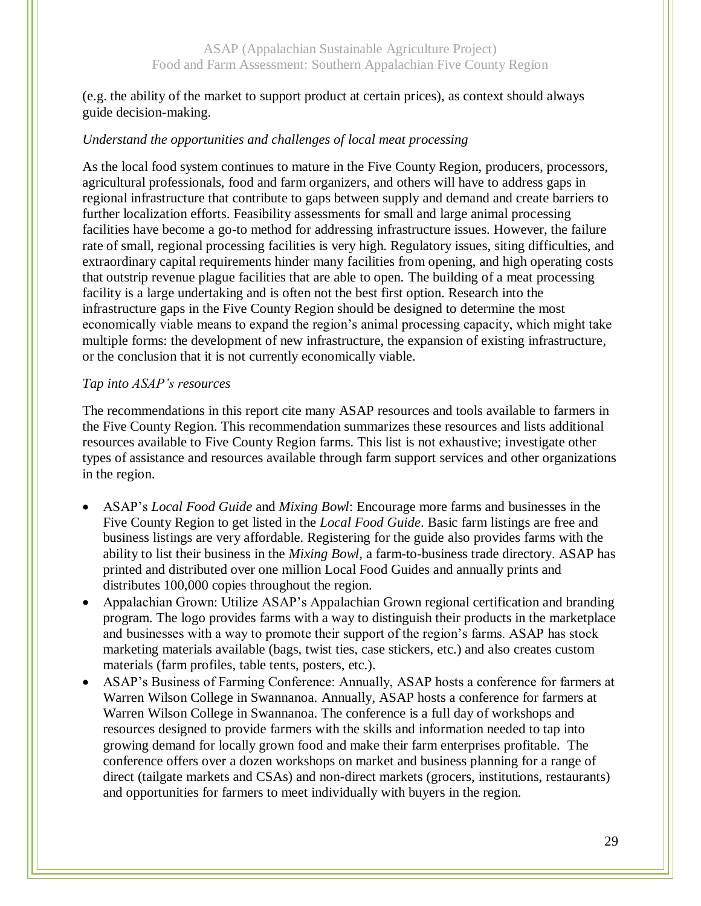(e.g. the ability of the market to support product at certain prices), as context should always guide decision-making.

*Understand the opportunities and challenges of local meat processing*

As the local food system continues to mature in the Five County Region, producers, processors, agricultural professionals, food and farm organizers, and others will have to address gaps in regional infrastructure that contribute to gaps between supply and demand and create barriers to further localization efforts. Feasibility assessments for small and large animal processing facilities have become a go-to method for addressing infrastructure issues. However, the failure rate of small, regional processing facilities is very high. Regulatory issues, siting difficulties, and extraordinary capital requirements hinder many facilities from opening, and high operating costs that outstrip revenue plague facilities that are able to open. The building of a meat processing facility is a large undertaking and is often not the best first option. Research into the infrastructure gaps in the Five County Region should be designed to determine the most economically viable means to expand the region's animal processing capacity, which might take multiple forms: the development of new infrastructure, the expansion of existing infrastructure, or the conclusion that it is not currently economically viable.

*Tap into ASAP's resources*

The recommendations in this report cite many ASAP resources and tools available to farmers in the Five County Region. This recommendation summarizes these resources and lists additional resources available to Five County Region farms. This list is not exhaustive; investigate other types of assistance and resources available through farm support services and other organizations in the region.

- ASAP's *Local Food Guide* and *Mixing Bowl*: Encourage more farms and businesses in the Five County Region to get listed in the *Local Food Guide*. Basic farm listings are free and business listings are very affordable. Registering for the guide also provides farms with the ability to list their business in the *Mixing Bowl*, a farm-to-business trade directory. ASAP has printed and distributed over one million Local Food Guides and annually prints and distributes 100,000 copies throughout the region.
- Appalachian Grown: Utilize ASAP's Appalachian Grown regional certification and branding program. The logo provides farms with a way to distinguish their products in the marketplace and businesses with a way to promote their support of the region's farms. ASAP has stock marketing materials available (bags, twist ties, case stickers, etc.) and also creates custom materials (farm profiles, table tents, posters, etc.).
- ASAP's Business of Farming Conference: Annually, ASAP hosts a conference for farmers at Warren Wilson College in Swannanoa. Annually, ASAP hosts a conference for farmers at Warren Wilson College in Swannanoa. The conference is a full day of workshops and resources designed to provide farmers with the skills and information needed to tap into growing demand for locally grown food and make their farm enterprises profitable. The conference offers over a dozen workshops on market and business planning for a range of direct (tailgate markets and CSAs) and non-direct markets (grocers, institutions, restaurants) and opportunities for farmers to meet individually with buyers in the region.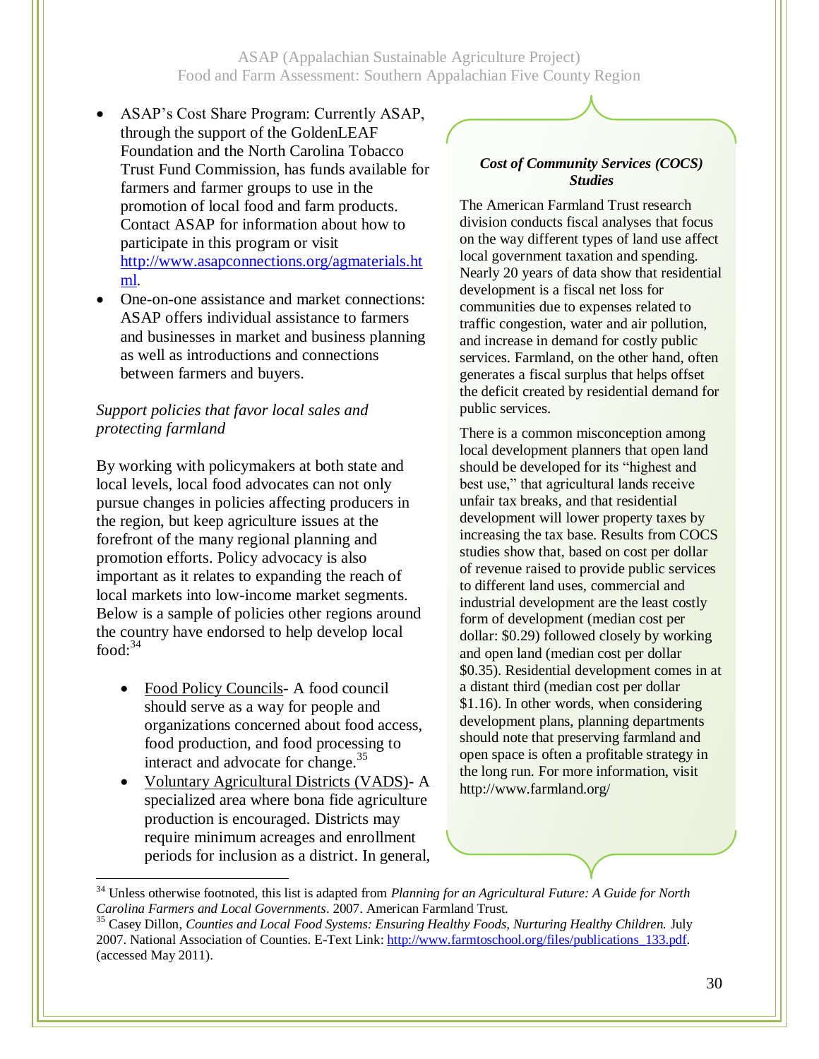- ASAP's Cost Share Program: Currently ASAP, through the support of the GoldenLEAF Foundation and the North Carolina Tobacco Trust Fund Commission, has funds available for farmers and farmer groups to use in the promotion of local food and farm products. Contact ASAP for information about how to participate in this program or visit http://www.asapconnections.org/agmaterials.html.
- One-on-one assistance and market connections: ASAP offers individual assistance to farmers and businesses in market and business planning as well as introductions and connections between farmers and buyers.

*Support policies that favor local sales and protecting farmland*

By working with policymakers at both state and local levels, local food advocates can not only pursue changes in policies affecting producers in the region, but keep agriculture issues at the forefront of the many regional planning and promotion efforts. Policy advocacy is also important as it relates to expanding the reach of local markets into low-income market segments. Below is a sample of policies other regions around the country have endorsed to help develop local food:[34]

- Food Policy Councils- A food council should serve as a way for people and organizations concerned about food access, food production, and food processing to interact and advocate for change.[35]
- Voluntary Agricultural Districts (VADS)- A specialized area where bona fide agriculture production is encouraged. Districts may require minimum acreages and enrollment periods for inclusion as a district. In general,

***Cost of Community Services (COCS) Studies***

The American Farmland Trust research division conducts fiscal analyses that focus on the way different types of land use affect local government taxation and spending. Nearly 20 years of data show that residential development is a fiscal net loss for communities due to expenses related to traffic congestion, water and air pollution, and increase in demand for costly public services. Farmland, on the other hand, often generates a fiscal surplus that helps offset the deficit created by residential demand for public services.

There is a common misconception among local development planners that open land should be developed for its "highest and best use," that agricultural lands receive unfair tax breaks, and that residential development will lower property taxes by increasing the tax base. Results from COCS studies show that, based on cost per dollar of revenue raised to provide public services to different land uses, commercial and industrial development are the least costly form of development (median cost per dollar: $0.29) followed closely by working and open land (median cost per dollar $0.35). Residential development comes in at a distant third (median cost per dollar $1.16). In other words, when considering development plans, planning departments should note that preserving farmland and open space is often a profitable strategy in the long run. For more information, visit http://www.farmland.org/

---

[34] Unless otherwise footnoted, this list is adapted from *Planning for an Agricultural Future: A Guide for North Carolina Farmers and Local Governments*. 2007. American Farmland Trust.

[35] Casey Dillon, *Counties and Local Food Systems: Ensuring Healthy Foods, Nurturing Healthy Children.* July 2007. National Association of Counties. E-Text Link: http://www.farmtoschool.org/files/publications_133.pdf. (accessed May 2011).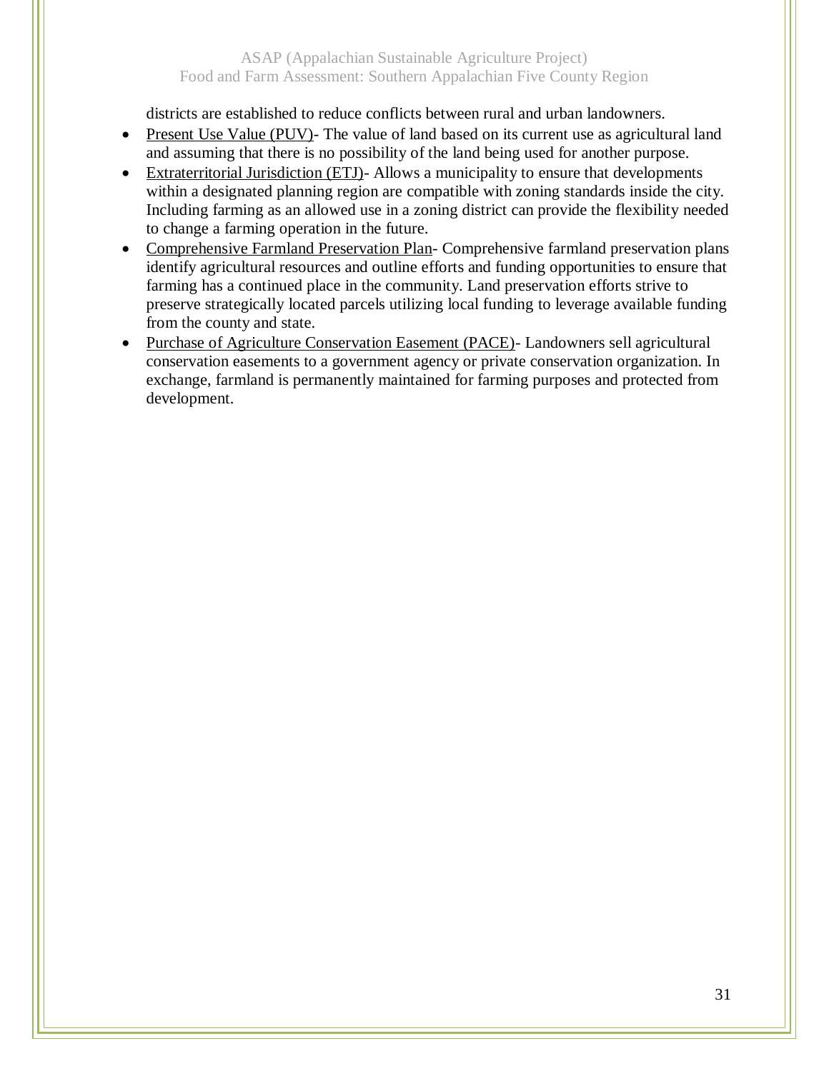districts are established to reduce conflicts between rural and urban landowners.

- Present Use Value (PUV)- The value of land based on its current use as agricultural land and assuming that there is no possibility of the land being used for another purpose.
- Extraterritorial Jurisdiction (ETJ)- Allows a municipality to ensure that developments within a designated planning region are compatible with zoning standards inside the city. Including farming as an allowed use in a zoning district can provide the flexibility needed to change a farming operation in the future.
- Comprehensive Farmland Preservation Plan- Comprehensive farmland preservation plans identify agricultural resources and outline efforts and funding opportunities to ensure that farming has a continued place in the community. Land preservation efforts strive to preserve strategically located parcels utilizing local funding to leverage available funding from the county and state.
- Purchase of Agriculture Conservation Easement (PACE)- Landowners sell agricultural conservation easements to a government agency or private conservation organization. In exchange, farmland is permanently maintained for farming purposes and protected from development.